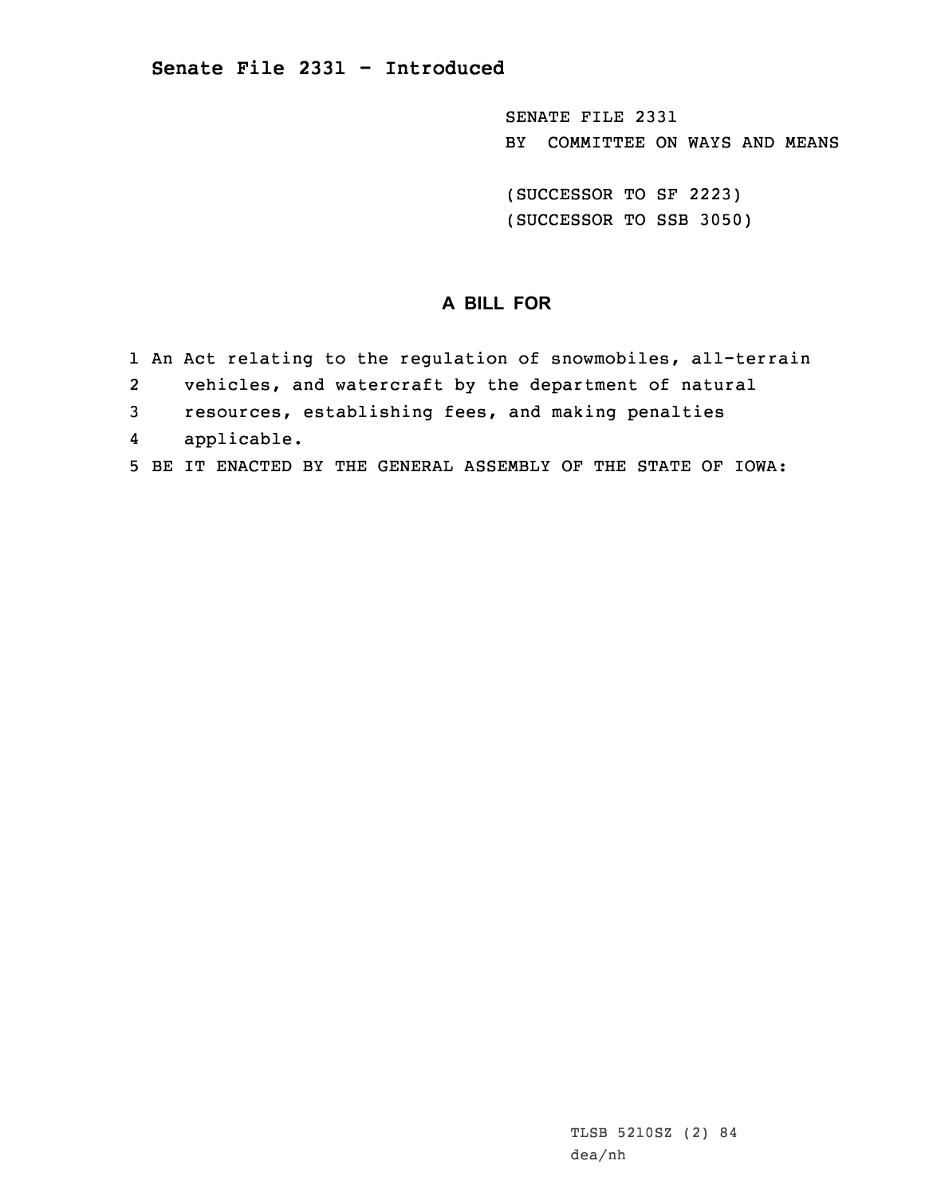**Senate File 2331 - Introduced**

SENATE FILE 2331
BY COMMITTEE ON WAYS AND MEANS

(SUCCESSOR TO SF 2223)
(SUCCESSOR TO SSB 3050)

## A BILL FOR

1 An Act relating to the regulation of snowmobiles, all-terrain
2 vehicles, and watercraft by the department of natural
3 resources, establishing fees, and making penalties
4 applicable.
5 BE IT ENACTED BY THE GENERAL ASSEMBLY OF THE STATE OF IOWA:

TLSB 5210SZ (2) 84
dea/nh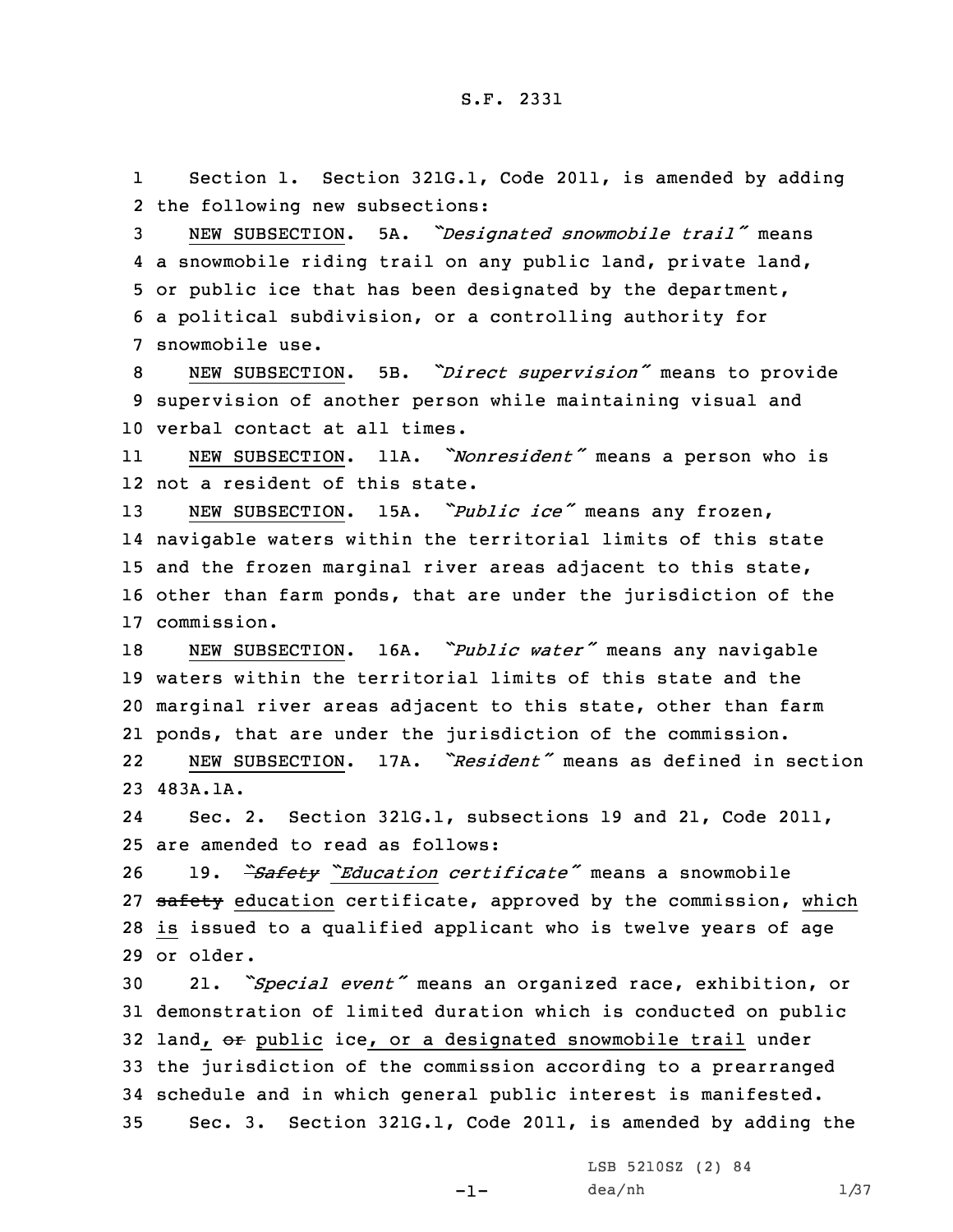S.F. 2331

1 Section 1. Section 321G.1, Code 2011, is amended by adding
2 the following new subsections:
3 NEW SUBSECTION. 5A. *"Designated snowmobile trail"* means
4 a snowmobile riding trail on any public land, private land,
5 or public ice that has been designated by the department,
6 a political subdivision, or a controlling authority for
7 snowmobile use.
8 NEW SUBSECTION. 5B. *"Direct supervision"* means to provide
9 supervision of another person while maintaining visual and
10 verbal contact at all times.
11 NEW SUBSECTION. 11A. *"Nonresident"* means a person who is
12 not a resident of this state.
13 NEW SUBSECTION. 15A. *"Public ice"* means any frozen,
14 navigable waters within the territorial limits of this state
15 and the frozen marginal river areas adjacent to this state,
16 other than farm ponds, that are under the jurisdiction of the
17 commission.
18 NEW SUBSECTION. 16A. *"Public water"* means any navigable
19 waters within the territorial limits of this state and the
20 marginal river areas adjacent to this state, other than farm
21 ponds, that are under the jurisdiction of the commission.
22 NEW SUBSECTION. 17A. *"Resident"* means as defined in section
23 483A.1A.
24 Sec. 2. Section 321G.1, subsections 19 and 21, Code 2011,
25 are amended to read as follows:
26 19. ~~*"Safety*~~ *"Education certificate"* means a snowmobile
27 ~~safety~~ education certificate, approved by the commission, which
28 is issued to a qualified applicant who is twelve years of age
29 or older.
30 21. *"Special event"* means an organized race, exhibition, or
31 demonstration of limited duration which is conducted on public
32 land, ~~or~~ public ice, or a designated snowmobile trail under
33 the jurisdiction of the commission according to a prearranged
34 schedule and in which general public interest is manifested.
35 Sec. 3. Section 321G.1, Code 2011, is amended by adding the

LSB 5210SZ (2) 84
dea/nh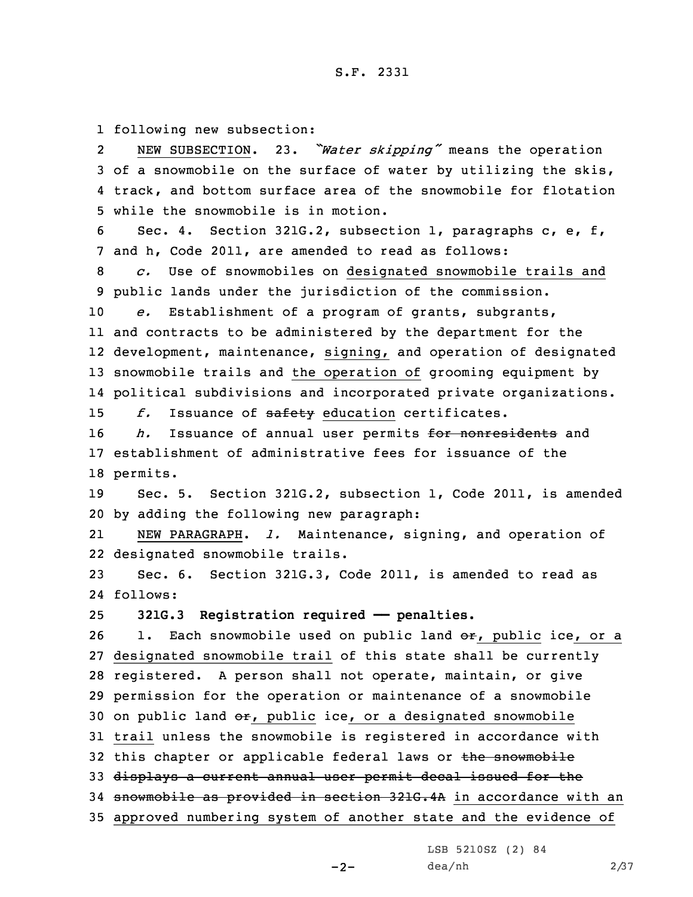following new subsection:

NEW SUBSECTION. 23. *"Water skipping"* means the operation of a snowmobile on the surface of water by utilizing the skis, track, and bottom surface area of the snowmobile for flotation while the snowmobile is in motion.

Sec. 4. Section 321G.2, subsection 1, paragraphs c, e, f, and h, Code 2011, are amended to read as follows:

*c.* Use of snowmobiles on designated snowmobile trails and public lands under the jurisdiction of the commission.

*e.* Establishment of a program of grants, subgrants, and contracts to be administered by the department for the development, maintenance, signing, and operation of designated snowmobile trails and the operation of grooming equipment by political subdivisions and incorporated private organizations.

*f.* Issuance of ~~safety~~ education certificates.

*h.* Issuance of annual user permits ~~for nonresidents~~ and establishment of administrative fees for issuance of the permits.

Sec. 5. Section 321G.2, subsection 1, Code 2011, is amended by adding the following new paragraph:

NEW PARAGRAPH. *l.* Maintenance, signing, and operation of designated snowmobile trails.

Sec. 6. Section 321G.3, Code 2011, is amended to read as follows:

**321G.3 Registration required — penalties.**

1. Each snowmobile used on public land ~~or~~, public ice, or a designated snowmobile trail of this state shall be currently registered. A person shall not operate, maintain, or give permission for the operation or maintenance of a snowmobile on public land ~~or~~, public ice, or a designated snowmobile trail unless the snowmobile is registered in accordance with this chapter or applicable federal laws or ~~the snowmobile displays a current annual user permit decal issued for the snowmobile as provided in section 321G.4A~~ in accordance with an approved numbering system of another state and the evidence of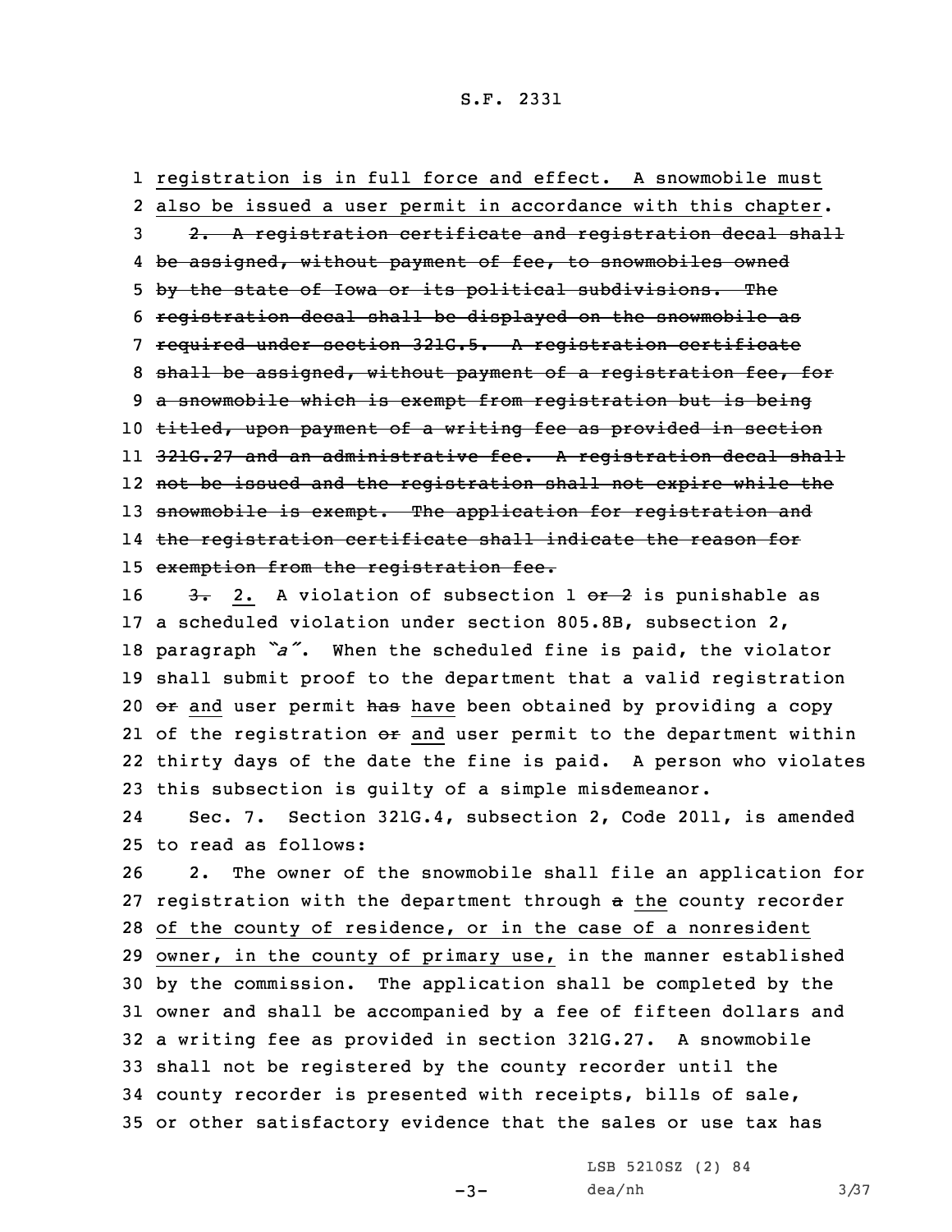registration is in full force and effect. A snowmobile must also be issued a user permit in accordance with this chapter.

~~2. A registration certificate and registration decal shall be assigned, without payment of fee, to snowmobiles owned by the state of Iowa or its political subdivisions. The registration decal shall be displayed on the snowmobile as required under section 321G.5. A registration certificate shall be assigned, without payment of a registration fee, for a snowmobile which is exempt from registration but is being titled, upon payment of a writing fee as provided in section 321G.27 and an administrative fee. A registration decal shall not be issued and the registration shall not expire while the snowmobile is exempt. The application for registration and the registration certificate shall indicate the reason for exemption from the registration fee.~~

~~3.~~ 2. A violation of subsection 1 ~~or 2~~ is punishable as a scheduled violation under section 805.8B, subsection 2, paragraph *"a"*. When the scheduled fine is paid, the violator shall submit proof to the department that a valid registration ~~or~~ and user permit ~~has~~ have been obtained by providing a copy of the registration ~~or~~ and user permit to the department within thirty days of the date the fine is paid. A person who violates this subsection is guilty of a simple misdemeanor.

Sec. 7. Section 321G.4, subsection 2, Code 2011, is amended to read as follows:

2. The owner of the snowmobile shall file an application for registration with the department through ~~a~~ the county recorder of the county of residence, or in the case of a nonresident owner, in the county of primary use, in the manner established by the commission. The application shall be completed by the owner and shall be accompanied by a fee of fifteen dollars and a writing fee as provided in section 321G.27. A snowmobile shall not be registered by the county recorder until the county recorder is presented with receipts, bills of sale, or other satisfactory evidence that the sales or use tax has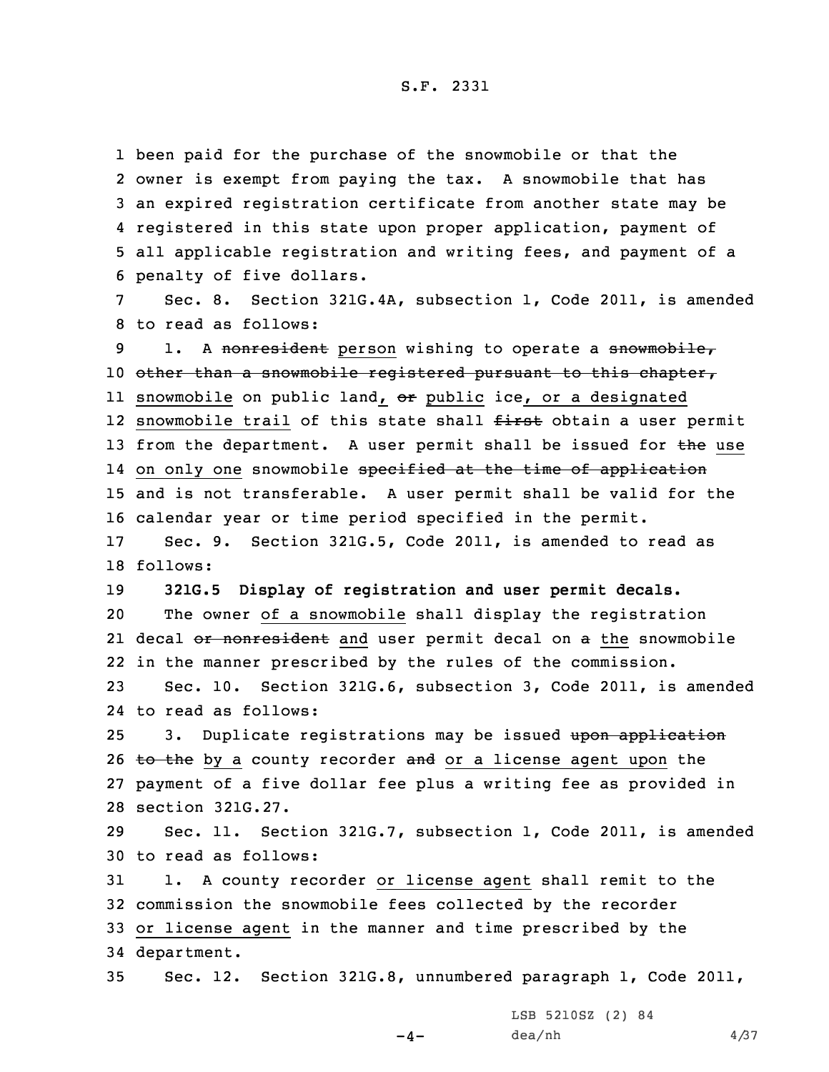been paid for the purchase of the snowmobile or that the owner is exempt from paying the tax. A snowmobile that has an expired registration certificate from another state may be registered in this state upon proper application, payment of all applicable registration and writing fees, and payment of a penalty of five dollars.

Sec. 8. Section 321G.4A, subsection 1, Code 2011, is amended to read as follows:

1. A ~~nonresident~~ <u>person</u> wishing to operate a ~~snowmobile, other than a snowmobile registered pursuant to this chapter,~~ <u>snowmobile</u> on public land<u>,</u> ~~or~~ public ice<u>, or a designated snowmobile trail</u> of this state shall ~~first~~ obtain a user permit from the department. A user permit shall be issued for ~~the~~ <u>use on only one</u> snowmobile ~~specified at the time of application~~ and is not transferable. A user permit shall be valid for the calendar year or time period specified in the permit.

Sec. 9. Section 321G.5, Code 2011, is amended to read as follows:

**321G.5 Display of registration and user permit decals.**

The owner <u>of a snowmobile</u> shall display the registration decal ~~or nonresident~~ <u>and</u> user permit decal on ~~a~~ <u>the</u> snowmobile in the manner prescribed by the rules of the commission.

Sec. 10. Section 321G.6, subsection 3, Code 2011, is amended to read as follows:

3. Duplicate registrations may be issued ~~upon application to the~~ <u>by a</u> county recorder ~~and~~ <u>or a license agent upon</u> the payment of a five dollar fee plus a writing fee as provided in section 321G.27.

Sec. 11. Section 321G.7, subsection 1, Code 2011, is amended to read as follows:

1. A county recorder <u>or license agent</u> shall remit to the commission the snowmobile fees collected by the recorder <u>or license agent</u> in the manner and time prescribed by the department.

Sec. 12. Section 321G.8, unnumbered paragraph 1, Code 2011,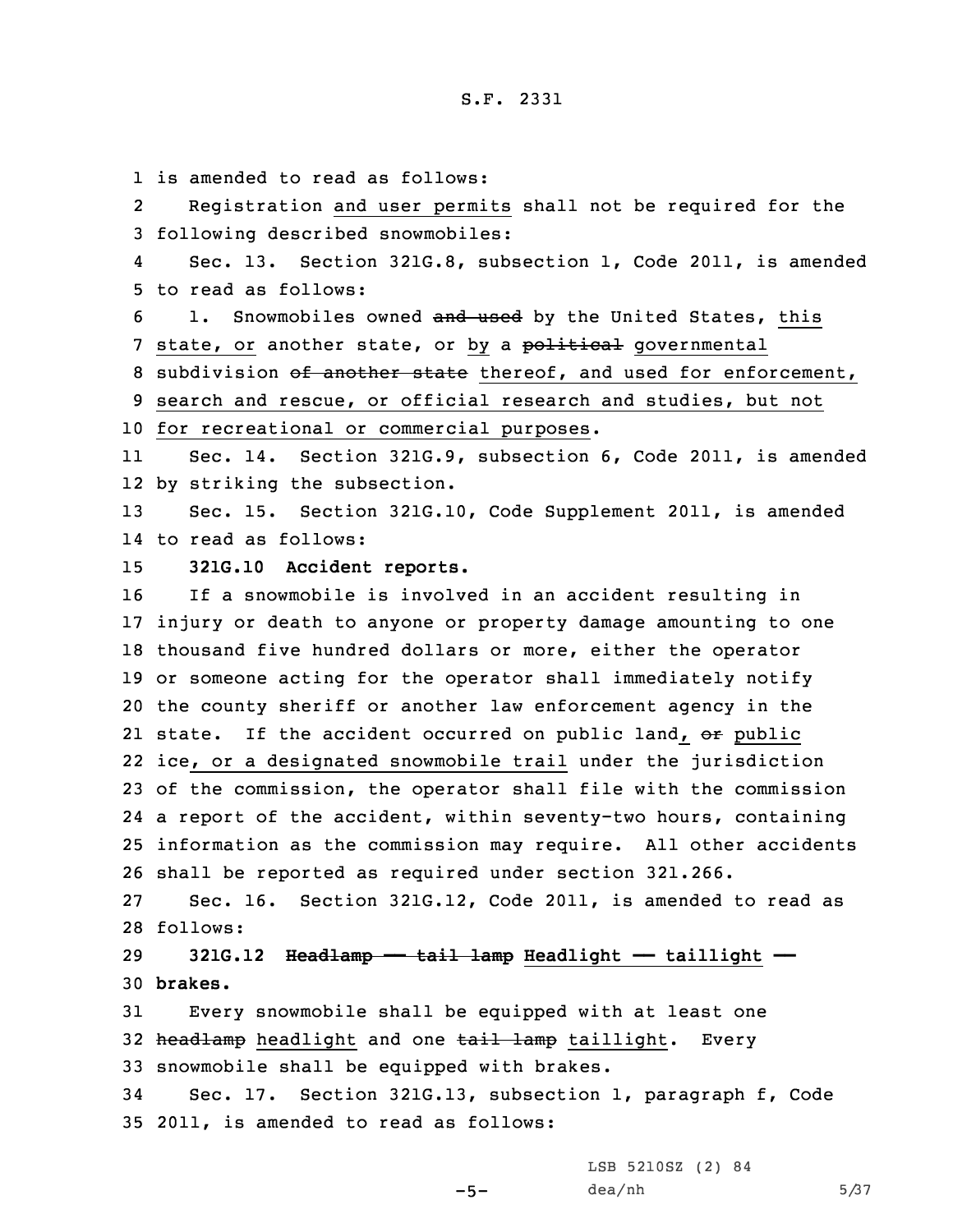is amended to read as follows:

Registration and user permits shall not be required for the following described snowmobiles:

Sec. 13. Section 321G.8, subsection 1, Code 2011, is amended to read as follows:

1. Snowmobiles owned ~~and used~~ by the United States, this state, or another state, or by a ~~political~~ governmental subdivision ~~of another state~~ thereof, and used for enforcement, search and rescue, or official research and studies, but not for recreational or commercial purposes.

Sec. 14. Section 321G.9, subsection 6, Code 2011, is amended by striking the subsection.

Sec. 15. Section 321G.10, Code Supplement 2011, is amended to read as follows:

**321G.10 Accident reports.**

If a snowmobile is involved in an accident resulting in injury or death to anyone or property damage amounting to one thousand five hundred dollars or more, either the operator or someone acting for the operator shall immediately notify the county sheriff or another law enforcement agency in the state. If the accident occurred on public land, ~~or~~ public ice, or a designated snowmobile trail under the jurisdiction of the commission, the operator shall file with the commission a report of the accident, within seventy-two hours, containing information as the commission may require. All other accidents shall be reported as required under section 321.266.

Sec. 16. Section 321G.12, Code 2011, is amended to read as follows:

**321G.12 ~~Headlamp —— tail lamp~~ Headlight —— taillight —— brakes.**

Every snowmobile shall be equipped with at least one ~~headlamp~~ headlight and one ~~tail lamp~~ taillight. Every snowmobile shall be equipped with brakes.

Sec. 17. Section 321G.13, subsection 1, paragraph f, Code 2011, is amended to read as follows: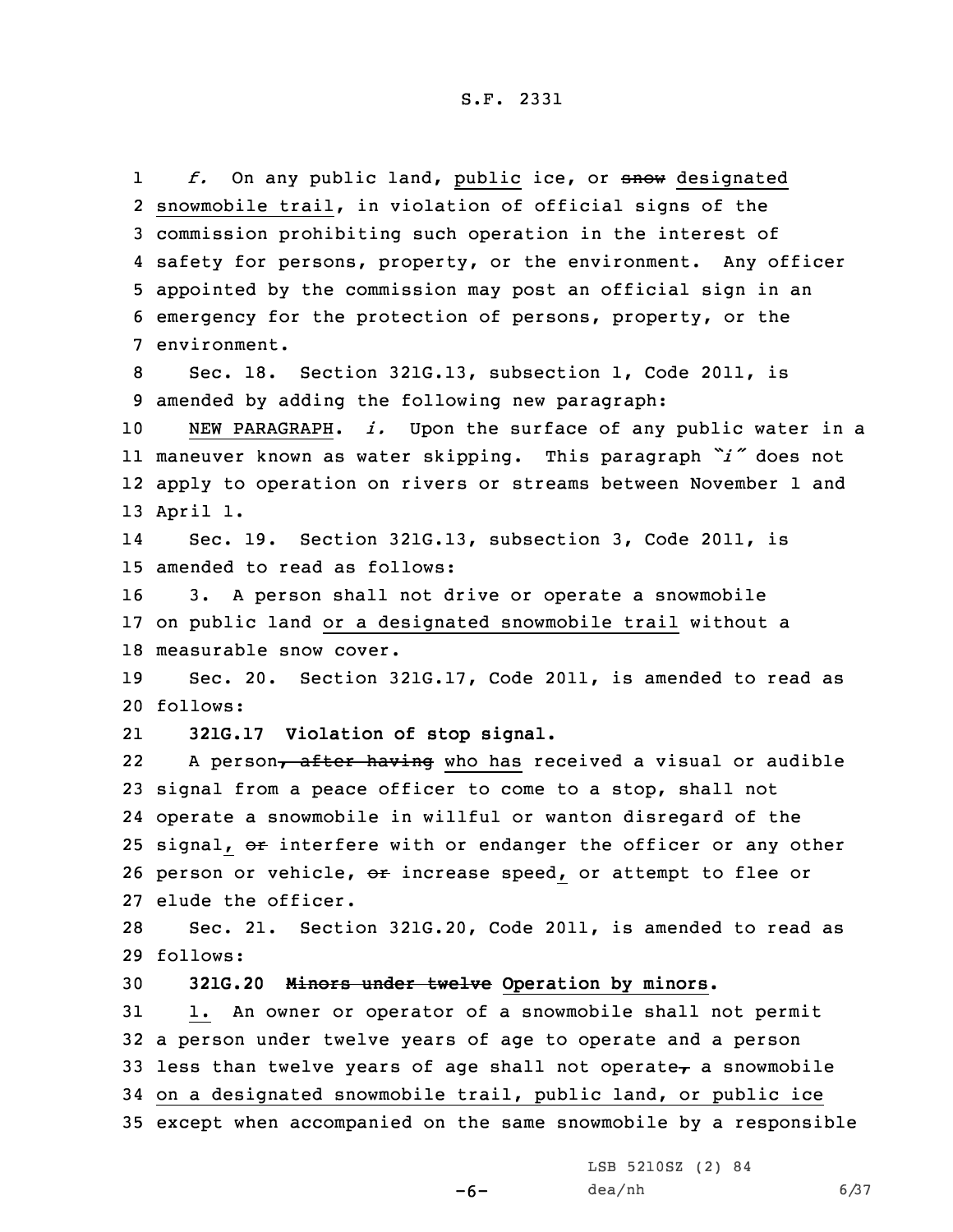*f.* On any public land, public ice, or ~~snow~~ designated snowmobile trail, in violation of official signs of the commission prohibiting such operation in the interest of safety for persons, property, or the environment. Any officer appointed by the commission may post an official sign in an emergency for the protection of persons, property, or the environment.

Sec. 18. Section 321G.13, subsection 1, Code 2011, is amended by adding the following new paragraph:

NEW PARAGRAPH. *i.* Upon the surface of any public water in a maneuver known as water skipping. This paragraph *"i"* does not apply to operation on rivers or streams between November 1 and April 1.

Sec. 19. Section 321G.13, subsection 3, Code 2011, is amended to read as follows:

3. A person shall not drive or operate a snowmobile on public land or a designated snowmobile trail without a measurable snow cover.

Sec. 20. Section 321G.17, Code 2011, is amended to read as follows:

**321G.17 Violation of stop signal.**

A person~~, after having~~ who has received a visual or audible signal from a peace officer to come to a stop, shall not operate a snowmobile in willful or wanton disregard of the signal, ~~or~~ interfere with or endanger the officer or any other person or vehicle, ~~or~~ increase speed, or attempt to flee or elude the officer.

Sec. 21. Section 321G.20, Code 2011, is amended to read as follows:

**321G.20 ~~Minors under twelve~~ Operation by minors.**

1. An owner or operator of a snowmobile shall not permit a person under twelve years of age to operate and a person less than twelve years of age shall not operate~~,~~ a snowmobile on a designated snowmobile trail, public land, or public ice except when accompanied on the same snowmobile by a responsible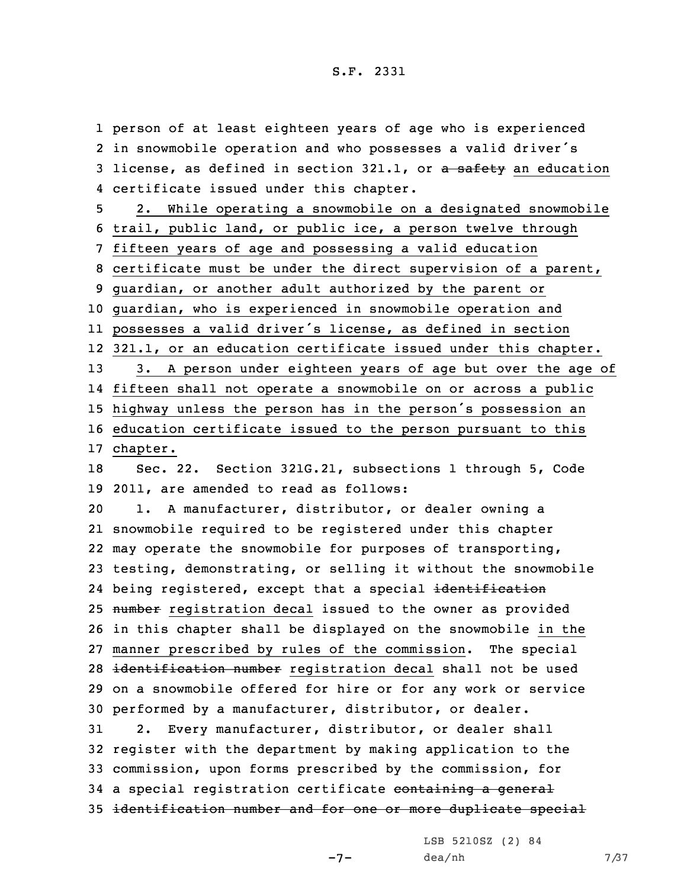person of at least eighteen years of age who is experienced in snowmobile operation and who possesses a valid driver's license, as defined in section 321.1, or ~~a safety~~ an education certificate issued under this chapter.

2. While operating a snowmobile on a designated snowmobile trail, public land, or public ice, a person twelve through fifteen years of age and possessing a valid education certificate must be under the direct supervision of a parent, guardian, or another adult authorized by the parent or guardian, who is experienced in snowmobile operation and possesses a valid driver's license, as defined in section 321.1, or an education certificate issued under this chapter.

3. A person under eighteen years of age but over the age of fifteen shall not operate a snowmobile on or across a public highway unless the person has in the person's possession an education certificate issued to the person pursuant to this chapter.

Sec. 22. Section 321G.21, subsections 1 through 5, Code 2011, are amended to read as follows:

1. A manufacturer, distributor, or dealer owning a snowmobile required to be registered under this chapter may operate the snowmobile for purposes of transporting, testing, demonstrating, or selling it without the snowmobile being registered, except that a special ~~identification number~~ registration decal issued to the owner as provided in this chapter shall be displayed on the snowmobile in the manner prescribed by rules of the commission. The special ~~identification number~~ registration decal shall not be used on a snowmobile offered for hire or for any work or service performed by a manufacturer, distributor, or dealer.

2. Every manufacturer, distributor, or dealer shall register with the department by making application to the commission, upon forms prescribed by the commission, for a special registration certificate ~~containing a general identification number and for one or more duplicate special~~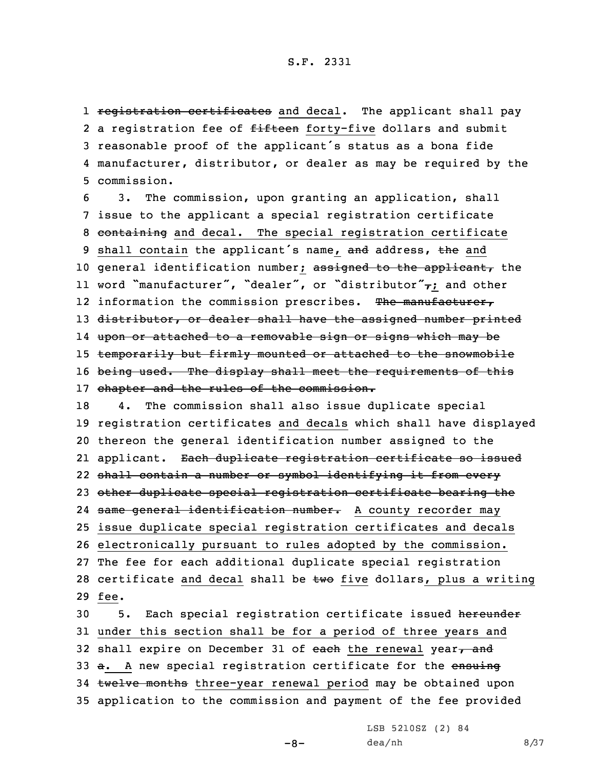1 ~~registration certificates~~ and decal. The applicant shall pay
2 a registration fee of ~~fifteen~~ forty-five dollars and submit
3 reasonable proof of the applicant's status as a bona fide
4 manufacturer, distributor, or dealer as may be required by the
5 commission.

6 3. The commission, upon granting an application, shall
7 issue to the applicant a special registration certificate
8 ~~containing~~ and decal. The special registration certificate
9 shall contain the applicant's name, ~~and~~ address, ~~the~~ and
10 general identification number; ~~assigned to the applicant,~~ the
11 word "manufacturer", "dealer", or "distributor"~~,~~; and other
12 information the commission prescribes. ~~The manufacturer,~~
13 ~~distributor, or dealer shall have the assigned number printed~~
14 ~~upon or attached to a removable sign or signs which may be~~
15 ~~temporarily but firmly mounted or attached to the snowmobile~~
16 ~~being used. The display shall meet the requirements of this~~
17 ~~chapter and the rules of the commission.~~

18 4. The commission shall also issue duplicate special
19 registration certificates and decals which shall have displayed
20 thereon the general identification number assigned to the
21 applicant. ~~Each duplicate registration certificate so issued~~
22 ~~shall contain a number or symbol identifying it from every~~
23 ~~other duplicate special registration certificate bearing the~~
24 ~~same general identification number.~~ A county recorder may
25 issue duplicate special registration certificates and decals
26 electronically pursuant to rules adopted by the commission.
27 The fee for each additional duplicate special registration
28 certificate and decal shall be ~~two~~ five dollars, plus a writing
29 fee.

30 5. Each special registration certificate issued ~~hereunder~~
31 under this section shall be for a period of three years and
32 shall expire on December 31 of ~~each~~ the renewal year~~, and~~
33 ~~a~~. A new special registration certificate for the ~~ensuing~~
34 ~~twelve months~~ three-year renewal period may be obtained upon
35 application to the commission and payment of the fee provided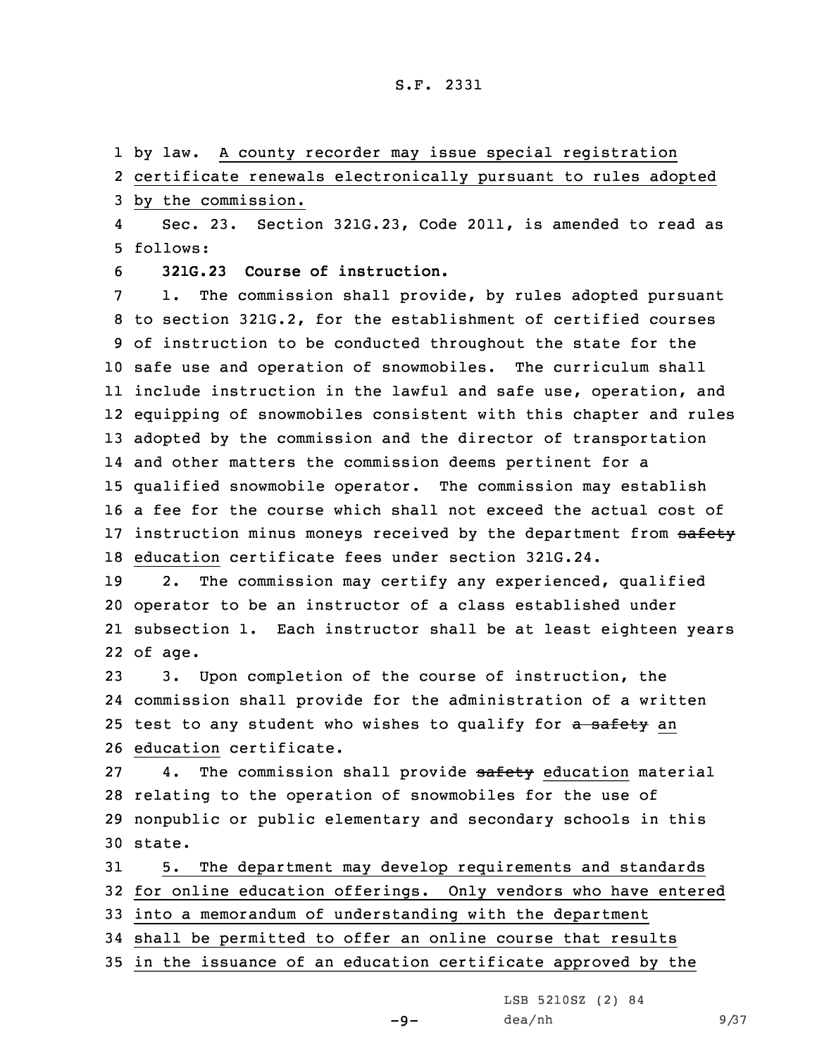by law. A county recorder may issue special registration certificate renewals electronically pursuant to rules adopted by the commission.

Sec. 23. Section 321G.23, Code 2011, is amended to read as follows:

**321G.23 Course of instruction.**

1. The commission shall provide, by rules adopted pursuant to section 321G.2, for the establishment of certified courses of instruction to be conducted throughout the state for the safe use and operation of snowmobiles. The curriculum shall include instruction in the lawful and safe use, operation, and equipping of snowmobiles consistent with this chapter and rules adopted by the commission and the director of transportation and other matters the commission deems pertinent for a qualified snowmobile operator. The commission may establish a fee for the course which shall not exceed the actual cost of instruction minus moneys received by the department from ~~safety~~ education certificate fees under section 321G.24.

2. The commission may certify any experienced, qualified operator to be an instructor of a class established under subsection 1. Each instructor shall be at least eighteen years of age.

3. Upon completion of the course of instruction, the commission shall provide for the administration of a written test to any student who wishes to qualify for ~~a safety~~ an education certificate.

4. The commission shall provide ~~safety~~ education material relating to the operation of snowmobiles for the use of nonpublic or public elementary and secondary schools in this state.

5. The department may develop requirements and standards for online education offerings. Only vendors who have entered into a memorandum of understanding with the department shall be permitted to offer an online course that results in the issuance of an education certificate approved by the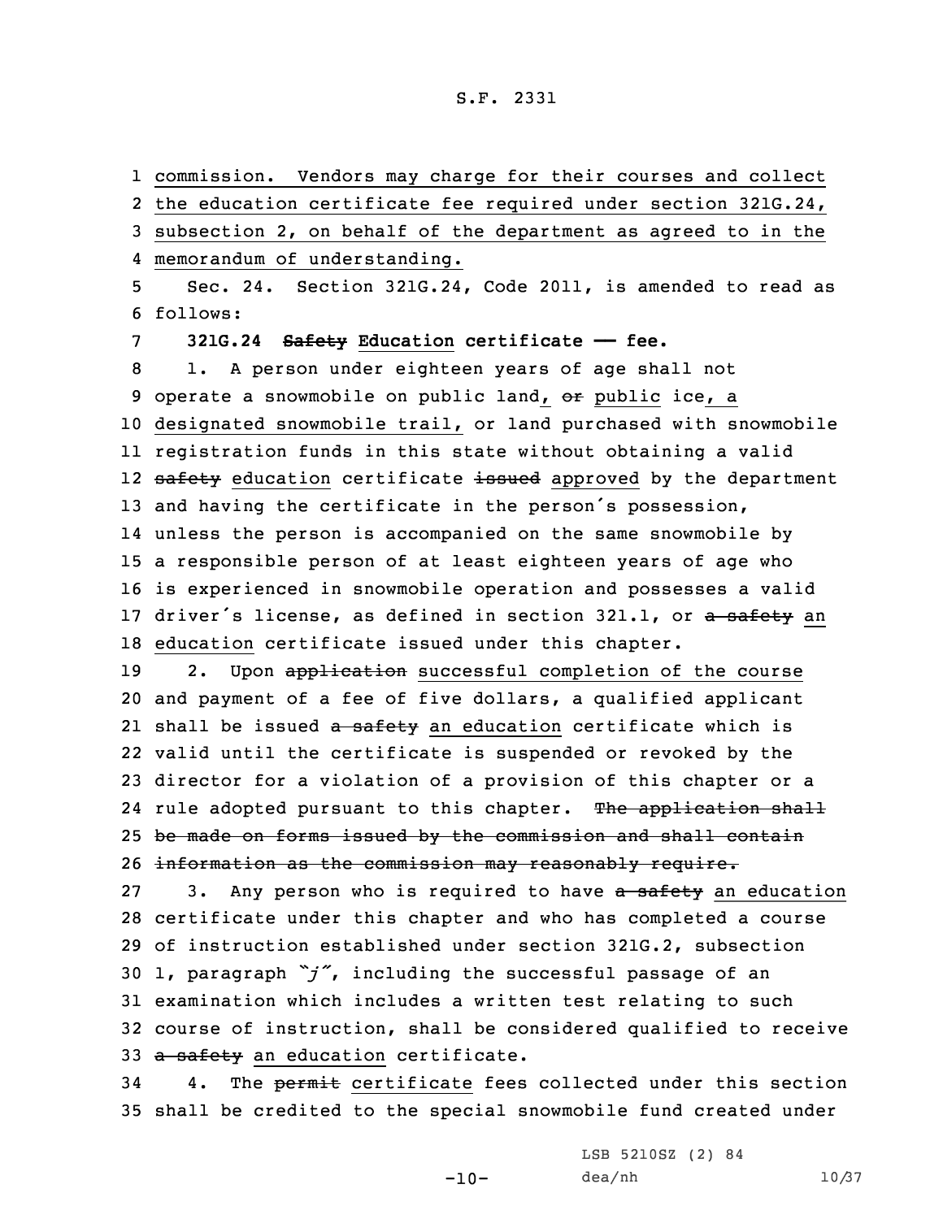commission. Vendors may charge for their courses and collect the education certificate fee required under section 321G.24, subsection 2, on behalf of the department as agreed to in the memorandum of understanding.

Sec. 24. Section 321G.24, Code 2011, is amended to read as follows:

**321G.24 ~~Safety~~ Education certificate —— fee.**

1. A person under eighteen years of age shall not operate a snowmobile on public land, ~~or~~ public ice, a designated snowmobile trail, or land purchased with snowmobile registration funds in this state without obtaining a valid ~~safety~~ education certificate ~~issued~~ approved by the department and having the certificate in the person's possession, unless the person is accompanied on the same snowmobile by a responsible person of at least eighteen years of age who is experienced in snowmobile operation and possesses a valid driver's license, as defined in section 321.1, or ~~a safety~~ an education certificate issued under this chapter.

2. Upon ~~application~~ successful completion of the course and payment of a fee of five dollars, a qualified applicant shall be issued ~~a safety~~ an education certificate which is valid until the certificate is suspended or revoked by the director for a violation of a provision of this chapter or a rule adopted pursuant to this chapter. ~~The application shall be made on forms issued by the commission and shall contain information as the commission may reasonably require.~~

3. Any person who is required to have ~~a safety~~ an education certificate under this chapter and who has completed a course of instruction established under section 321G.2, subsection 1, paragraph *"j"*, including the successful passage of an examination which includes a written test relating to such course of instruction, shall be considered qualified to receive ~~a safety~~ an education certificate.

4. The ~~permit~~ certificate fees collected under this section shall be credited to the special snowmobile fund created under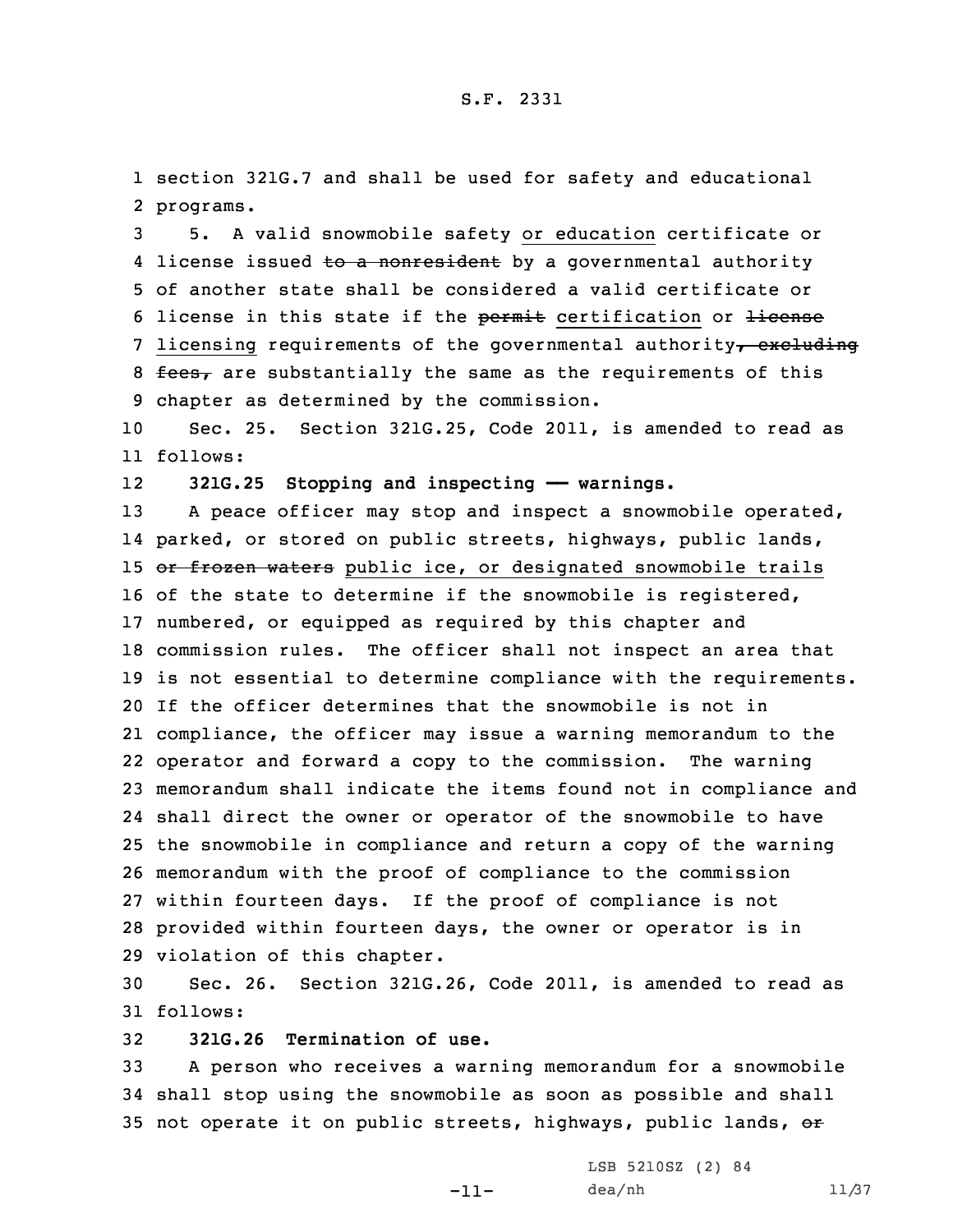section 321G.7 and shall be used for safety and educational programs.

5. A valid snowmobile safety or education certificate or license issued ~~to a nonresident~~ by a governmental authority of another state shall be considered a valid certificate or license in this state if the ~~permit~~ certification or ~~license~~ licensing requirements of the governmental authority~~, excluding fees,~~ are substantially the same as the requirements of this chapter as determined by the commission.

Sec. 25. Section 321G.25, Code 2011, is amended to read as follows:

**321G.25 Stopping and inspecting —— warnings.**

A peace officer may stop and inspect a snowmobile operated, parked, or stored on public streets, highways, public lands, ~~or frozen waters~~ public ice, or designated snowmobile trails of the state to determine if the snowmobile is registered, numbered, or equipped as required by this chapter and commission rules. The officer shall not inspect an area that is not essential to determine compliance with the requirements. If the officer determines that the snowmobile is not in compliance, the officer may issue a warning memorandum to the operator and forward a copy to the commission. The warning memorandum shall indicate the items found not in compliance and shall direct the owner or operator of the snowmobile to have the snowmobile in compliance and return a copy of the warning memorandum with the proof of compliance to the commission within fourteen days. If the proof of compliance is not provided within fourteen days, the owner or operator is in violation of this chapter.

Sec. 26. Section 321G.26, Code 2011, is amended to read as follows:

**321G.26 Termination of use.**

A person who receives a warning memorandum for a snowmobile shall stop using the snowmobile as soon as possible and shall not operate it on public streets, highways, public lands, ~~or~~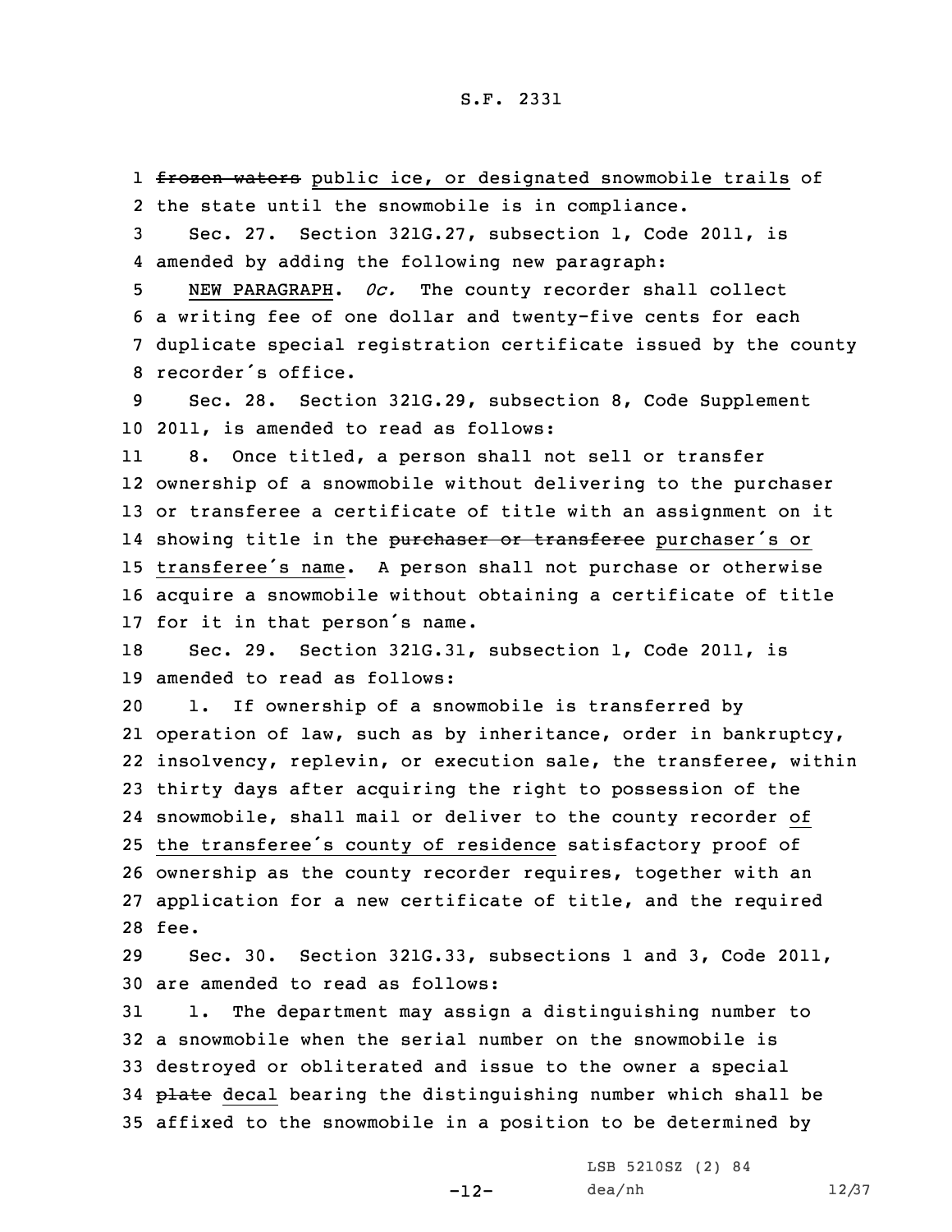frozen waters public ice, or designated snowmobile trails of the state until the snowmobile is in compliance.

Sec. 27. Section 321G.27, subsection 1, Code 2011, is amended by adding the following new paragraph:

NEW PARAGRAPH. *0c.* The county recorder shall collect a writing fee of one dollar and twenty-five cents for each duplicate special registration certificate issued by the county recorder's office.

Sec. 28. Section 321G.29, subsection 8, Code Supplement 2011, is amended to read as follows:

8. Once titled, a person shall not sell or transfer ownership of a snowmobile without delivering to the purchaser or transferee a certificate of title with an assignment on it showing title in the purchaser or transferee purchaser's or transferee's name. A person shall not purchase or otherwise acquire a snowmobile without obtaining a certificate of title for it in that person's name.

Sec. 29. Section 321G.31, subsection 1, Code 2011, is amended to read as follows:

1. If ownership of a snowmobile is transferred by operation of law, such as by inheritance, order in bankruptcy, insolvency, replevin, or execution sale, the transferee, within thirty days after acquiring the right to possession of the snowmobile, shall mail or deliver to the county recorder of the transferee's county of residence satisfactory proof of ownership as the county recorder requires, together with an application for a new certificate of title, and the required fee.

Sec. 30. Section 321G.33, subsections 1 and 3, Code 2011, are amended to read as follows:

1. The department may assign a distinguishing number to a snowmobile when the serial number on the snowmobile is destroyed or obliterated and issue to the owner a special plate decal bearing the distinguishing number which shall be affixed to the snowmobile in a position to be determined by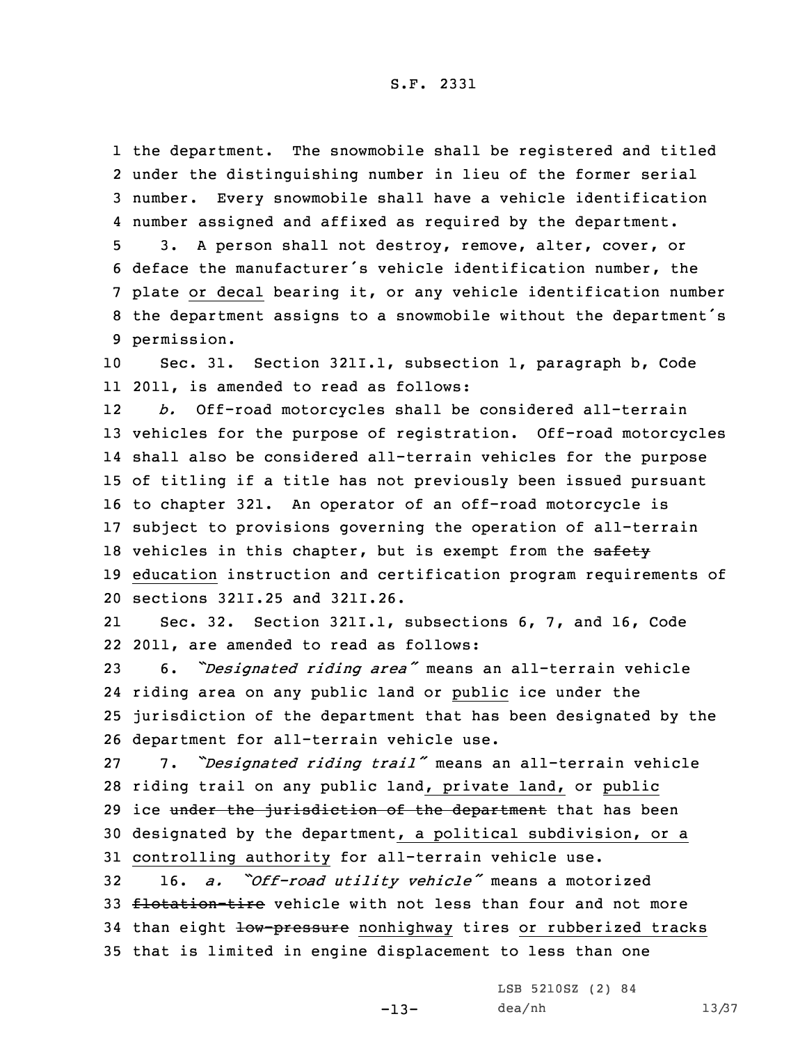the department. The snowmobile shall be registered and titled under the distinguishing number in lieu of the former serial number. Every snowmobile shall have a vehicle identification number assigned and affixed as required by the department.

3. A person shall not destroy, remove, alter, cover, or deface the manufacturer's vehicle identification number, the plate or decal bearing it, or any vehicle identification number the department assigns to a snowmobile without the department's permission.

Sec. 31. Section 321I.1, subsection 1, paragraph b, Code 2011, is amended to read as follows:

*b.* Off-road motorcycles shall be considered all-terrain vehicles for the purpose of registration. Off-road motorcycles shall also be considered all-terrain vehicles for the purpose of titling if a title has not previously been issued pursuant to chapter 321. An operator of an off-road motorcycle is subject to provisions governing the operation of all-terrain vehicles in this chapter, but is exempt from the ~~safety~~ education instruction and certification program requirements of sections 321I.25 and 321I.26.

Sec. 32. Section 321I.1, subsections 6, 7, and 16, Code 2011, are amended to read as follows:

6. *"Designated riding area"* means an all-terrain vehicle riding area on any public land or public ice under the jurisdiction of the department that has been designated by the department for all-terrain vehicle use.

7. *"Designated riding trail"* means an all-terrain vehicle riding trail on any public land, private land, or public ice ~~under the jurisdiction of the department~~ that has been designated by the department, a political subdivision, or a controlling authority for all-terrain vehicle use.

16. *a. "Off-road utility vehicle"* means a motorized ~~flotation-tire~~ vehicle with not less than four and not more than eight ~~low-pressure~~ nonhighway tires or rubberized tracks that is limited in engine displacement to less than one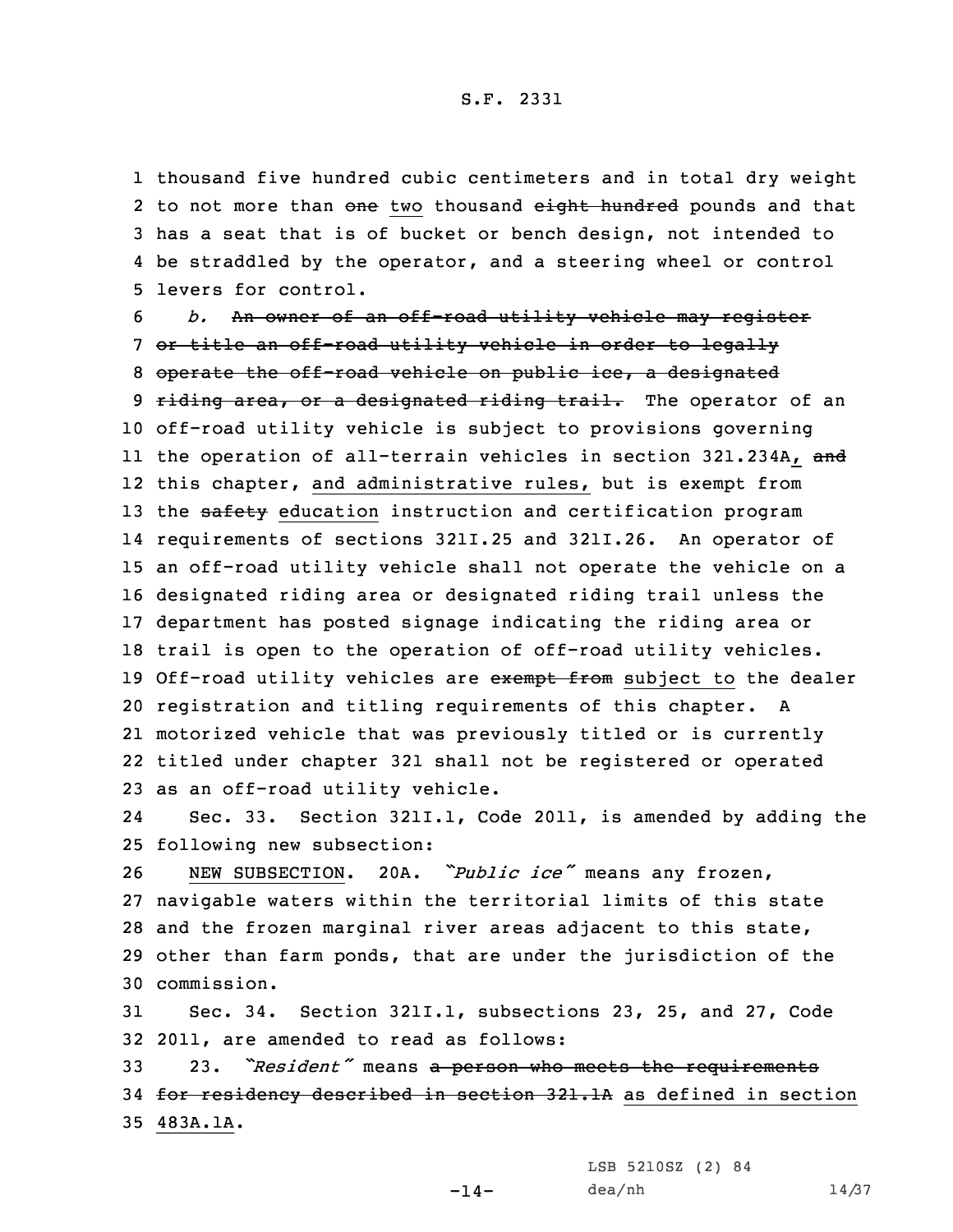thousand five hundred cubic centimeters and in total dry weight to not more than ~~one~~ two thousand ~~eight hundred~~ pounds and that has a seat that is of bucket or bench design, not intended to be straddled by the operator, and a steering wheel or control levers for control.

*b.* ~~An owner of an off-road utility vehicle may register or title an off-road utility vehicle in order to legally operate the off-road vehicle on public ice, a designated riding area, or a designated riding trail.~~ The operator of an off-road utility vehicle is subject to provisions governing the operation of all-terrain vehicles in section 321.234A, ~~and~~ this chapter, and administrative rules, but is exempt from the ~~safety~~ education instruction and certification program requirements of sections 321I.25 and 321I.26. An operator of an off-road utility vehicle shall not operate the vehicle on a designated riding area or designated riding trail unless the department has posted signage indicating the riding area or trail is open to the operation of off-road utility vehicles. Off-road utility vehicles are ~~exempt from~~ subject to the dealer registration and titling requirements of this chapter. A motorized vehicle that was previously titled or is currently titled under chapter 321 shall not be registered or operated as an off-road utility vehicle.

Sec. 33. Section 321I.1, Code 2011, is amended by adding the following new subsection:

NEW SUBSECTION. 20A. *"Public ice"* means any frozen, navigable waters within the territorial limits of this state and the frozen marginal river areas adjacent to this state, other than farm ponds, that are under the jurisdiction of the commission.

Sec. 34. Section 321I.1, subsections 23, 25, and 27, Code 2011, are amended to read as follows:

23. *"Resident"* means ~~a person who meets the requirements for residency described in section 321.1A~~ as defined in section 483A.1A.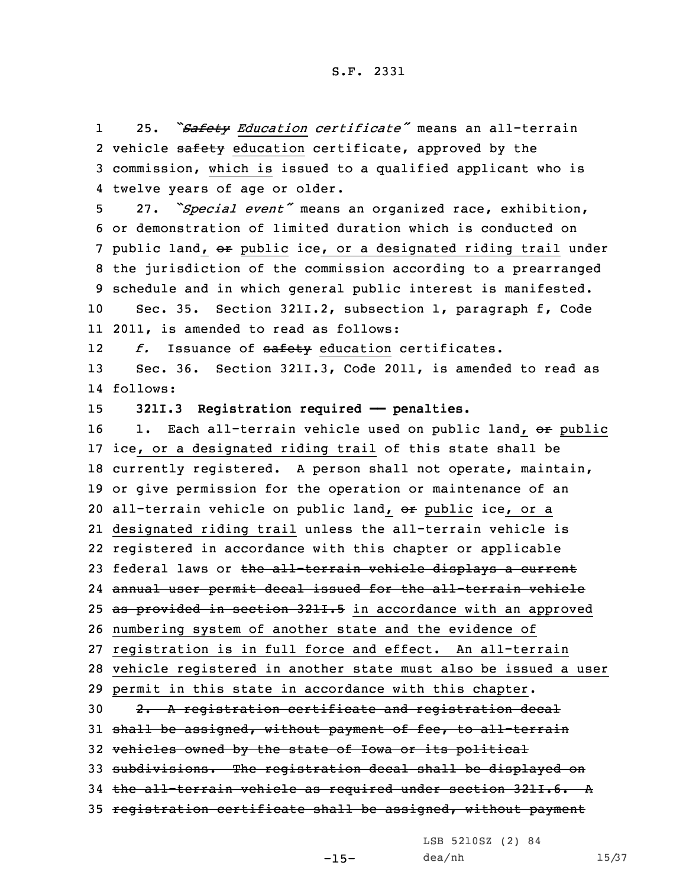25. "~~Safety~~ *Education certificate*" means an all-terrain vehicle ~~safety~~ education certificate, approved by the commission, which is issued to a qualified applicant who is twelve years of age or older.

27. "*Special event*" means an organized race, exhibition, or demonstration of limited duration which is conducted on public land, ~~or~~ public ice, or a designated riding trail under the jurisdiction of the commission according to a prearranged schedule and in which general public interest is manifested.

Sec. 35. Section 321I.2, subsection 1, paragraph f, Code 2011, is amended to read as follows:

*f.* Issuance of ~~safety~~ education certificates.

Sec. 36. Section 321I.3, Code 2011, is amended to read as follows:

**321I.3 Registration required —— penalties.**

1. Each all-terrain vehicle used on public land, ~~or~~ public ice, or a designated riding trail of this state shall be currently registered. A person shall not operate, maintain, or give permission for the operation or maintenance of an all-terrain vehicle on public land, ~~or~~ public ice, or a designated riding trail unless the all-terrain vehicle is registered in accordance with this chapter or applicable federal laws or ~~the all-terrain vehicle displays a current annual user permit decal issued for the all-terrain vehicle as provided in section 321I.5~~ in accordance with an approved numbering system of another state and the evidence of registration is in full force and effect. An all-terrain vehicle registered in another state must also be issued a user permit in this state in accordance with this chapter.

~~2. A registration certificate and registration decal shall be assigned, without payment of fee, to all-terrain vehicles owned by the state of Iowa or its political subdivisions. The registration decal shall be displayed on the all-terrain vehicle as required under section 321I.6. A registration certificate shall be assigned, without payment~~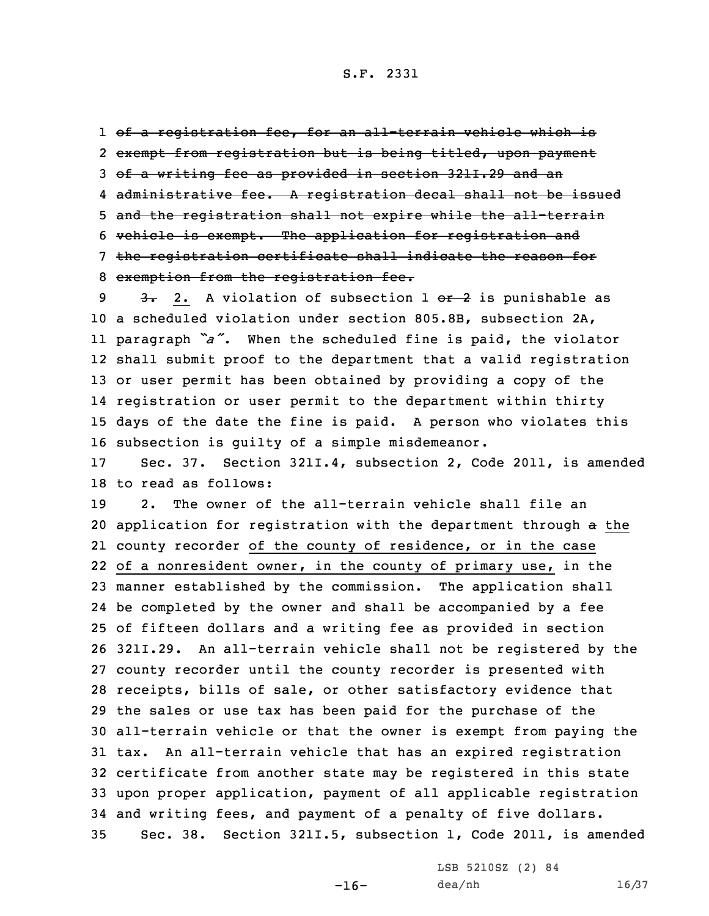~~of a registration fee, for an all-terrain vehicle which is exempt from registration but is being titled, upon payment of a writing fee as provided in section 321I.29 and an administrative fee. A registration decal shall not be issued and the registration shall not expire while the all-terrain vehicle is exempt. The application for registration and the registration certificate shall indicate the reason for exemption from the registration fee.~~

~~3.~~ 2. A violation of subsection 1 ~~or 2~~ is punishable as a scheduled violation under section 805.8B, subsection 2A, paragraph *"a"*. When the scheduled fine is paid, the violator shall submit proof to the department that a valid registration or user permit has been obtained by providing a copy of the registration or user permit to the department within thirty days of the date the fine is paid. A person who violates this subsection is guilty of a simple misdemeanor.

Sec. 37. Section 321I.4, subsection 2, Code 2011, is amended to read as follows:

2. The owner of the all-terrain vehicle shall file an application for registration with the department through ~~a~~ the county recorder of the county of residence, or in the case of a nonresident owner, in the county of primary use, in the manner established by the commission. The application shall be completed by the owner and shall be accompanied by a fee of fifteen dollars and a writing fee as provided in section 321I.29. An all-terrain vehicle shall not be registered by the county recorder until the county recorder is presented with receipts, bills of sale, or other satisfactory evidence that the sales or use tax has been paid for the purchase of the all-terrain vehicle or that the owner is exempt from paying the tax. An all-terrain vehicle that has an expired registration certificate from another state may be registered in this state upon proper application, payment of all applicable registration and writing fees, and payment of a penalty of five dollars.

Sec. 38. Section 321I.5, subsection 1, Code 2011, is amended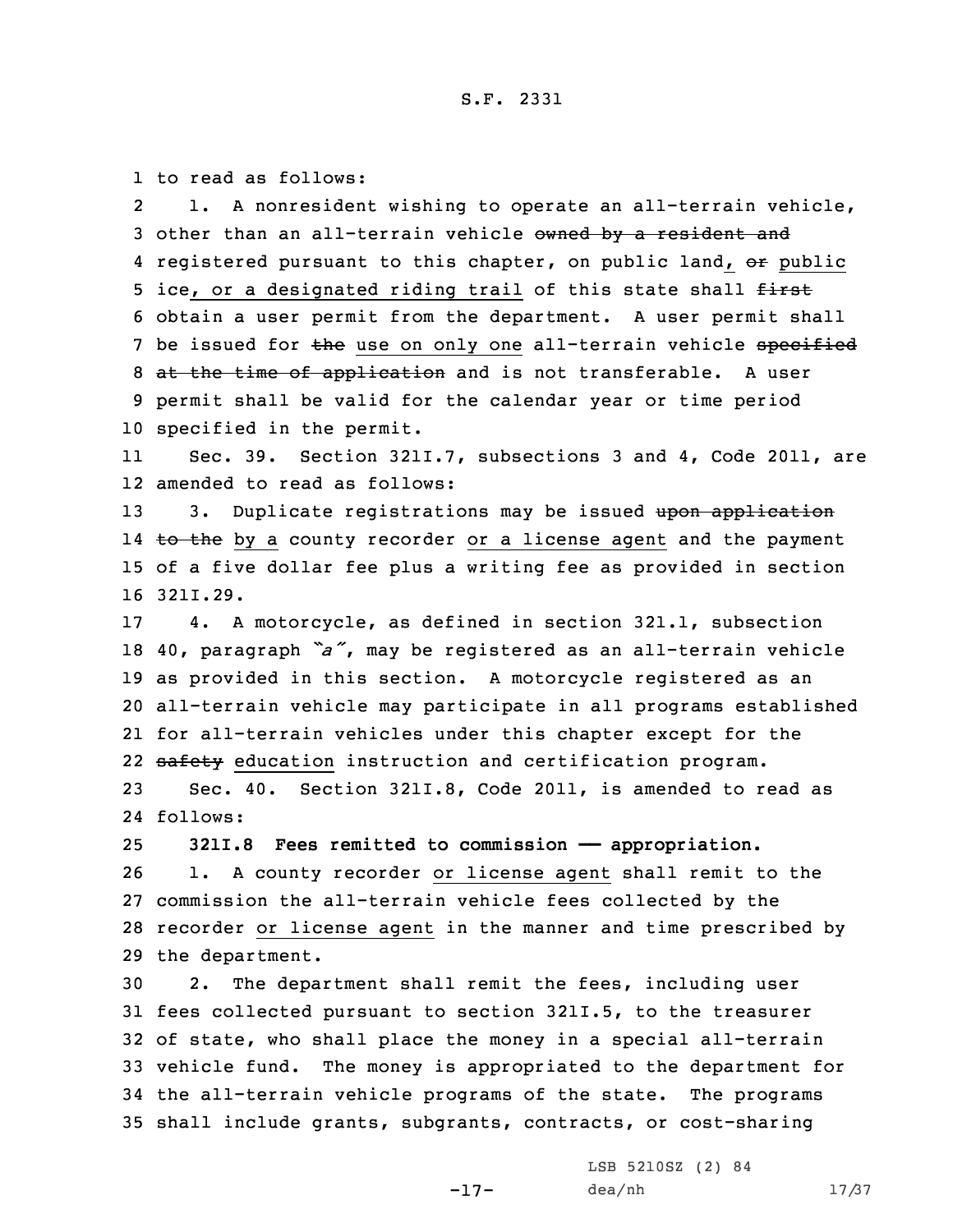to read as follows:

1. A nonresident wishing to operate an all-terrain vehicle, other than an all-terrain vehicle ~~owned by a resident and~~ registered pursuant to this chapter, on public land, ~~or~~ public ice, or a designated riding trail of this state shall ~~first~~ obtain a user permit from the department. A user permit shall be issued for ~~the~~ use on only one all-terrain vehicle ~~specified at the time of application~~ and is not transferable. A user permit shall be valid for the calendar year or time period specified in the permit.

Sec. 39. Section 321I.7, subsections 3 and 4, Code 2011, are amended to read as follows:

3. Duplicate registrations may be issued ~~upon application to the~~ by a county recorder or a license agent and the payment of a five dollar fee plus a writing fee as provided in section 321I.29.

4. A motorcycle, as defined in section 321.1, subsection 40, paragraph *"a"*, may be registered as an all-terrain vehicle as provided in this section. A motorcycle registered as an all-terrain vehicle may participate in all programs established for all-terrain vehicles under this chapter except for the ~~safety~~ education instruction and certification program.

Sec. 40. Section 321I.8, Code 2011, is amended to read as follows:

**321I.8 Fees remitted to commission — appropriation.**

1. A county recorder or license agent shall remit to the commission the all-terrain vehicle fees collected by the recorder or license agent in the manner and time prescribed by the department.

2. The department shall remit the fees, including user fees collected pursuant to section 321I.5, to the treasurer of state, who shall place the money in a special all-terrain vehicle fund. The money is appropriated to the department for the all-terrain vehicle programs of the state. The programs shall include grants, subgrants, contracts, or cost-sharing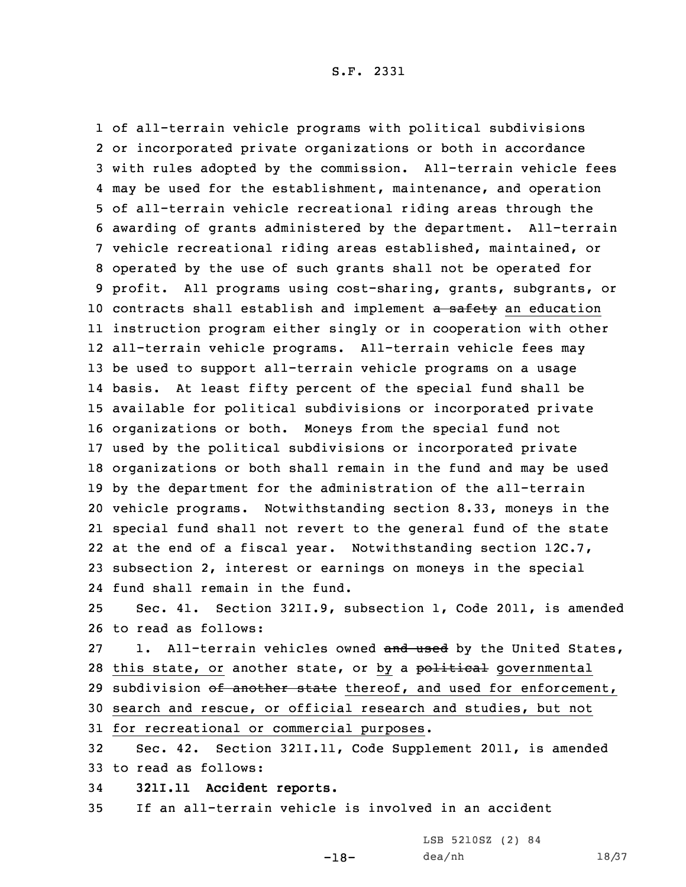of all-terrain vehicle programs with political subdivisions or incorporated private organizations or both in accordance with rules adopted by the commission. All-terrain vehicle fees may be used for the establishment, maintenance, and operation of all-terrain vehicle recreational riding areas through the awarding of grants administered by the department. All-terrain vehicle recreational riding areas established, maintained, or operated by the use of such grants shall not be operated for profit. All programs using cost-sharing, grants, subgrants, or contracts shall establish and implement ~~a safety~~ an education instruction program either singly or in cooperation with other all-terrain vehicle programs. All-terrain vehicle fees may be used to support all-terrain vehicle programs on a usage basis. At least fifty percent of the special fund shall be available for political subdivisions or incorporated private organizations or both. Moneys from the special fund not used by the political subdivisions or incorporated private organizations or both shall remain in the fund and may be used by the department for the administration of the all-terrain vehicle programs. Notwithstanding section 8.33, moneys in the special fund shall not revert to the general fund of the state at the end of a fiscal year. Notwithstanding section 12C.7, subsection 2, interest or earnings on moneys in the special fund shall remain in the fund.

Sec. 41. Section 321I.9, subsection 1, Code 2011, is amended to read as follows:

1. All-terrain vehicles owned ~~and used~~ by the United States, this state, or another state, or by a ~~political~~ governmental subdivision ~~of another state~~ thereof, and used for enforcement, search and rescue, or official research and studies, but not for recreational or commercial purposes.

Sec. 42. Section 321I.11, Code Supplement 2011, is amended to read as follows:

**321I.11 Accident reports.**

If an all-terrain vehicle is involved in an accident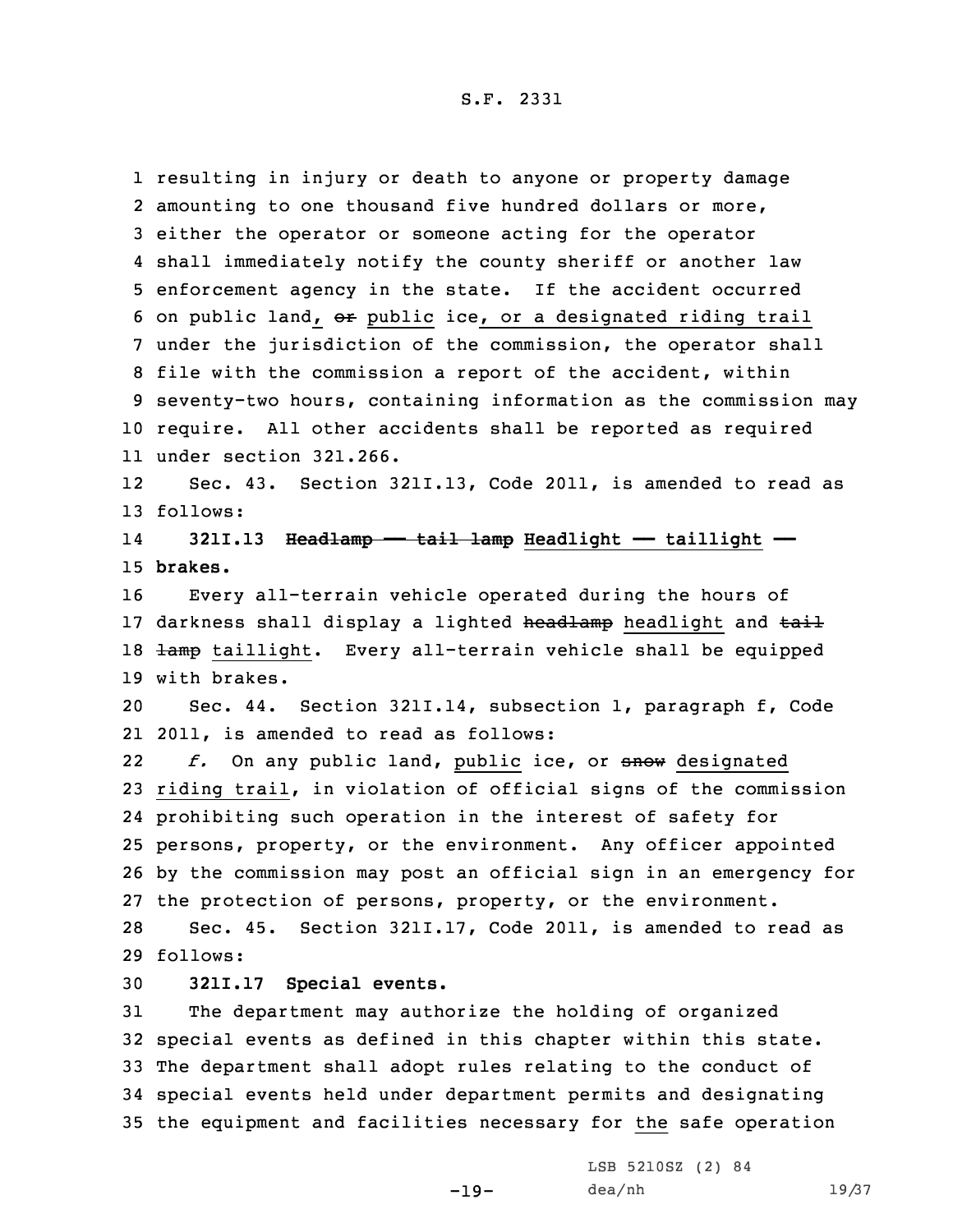resulting in injury or death to anyone or property damage amounting to one thousand five hundred dollars or more, either the operator or someone acting for the operator shall immediately notify the county sheriff or another law enforcement agency in the state. If the accident occurred on public land, ~~or~~ public ice, or a designated riding trail under the jurisdiction of the commission, the operator shall file with the commission a report of the accident, within seventy-two hours, containing information as the commission may require. All other accidents shall be reported as required under section 321.266.

Sec. 43. Section 321I.13, Code 2011, is amended to read as follows:

**321I.13 ~~Headlamp —— tail lamp~~ Headlight —— taillight —— brakes.**

Every all-terrain vehicle operated during the hours of darkness shall display a lighted ~~headlamp~~ headlight and ~~tail lamp~~ taillight. Every all-terrain vehicle shall be equipped with brakes.

Sec. 44. Section 321I.14, subsection 1, paragraph f, Code 2011, is amended to read as follows:

*f.* On any public land, public ice, or ~~snow~~ designated riding trail, in violation of official signs of the commission prohibiting such operation in the interest of safety for persons, property, or the environment. Any officer appointed by the commission may post an official sign in an emergency for the protection of persons, property, or the environment.

Sec. 45. Section 321I.17, Code 2011, is amended to read as follows:

**321I.17 Special events.**

The department may authorize the holding of organized special events as defined in this chapter within this state. The department shall adopt rules relating to the conduct of special events held under department permits and designating the equipment and facilities necessary for the safe operation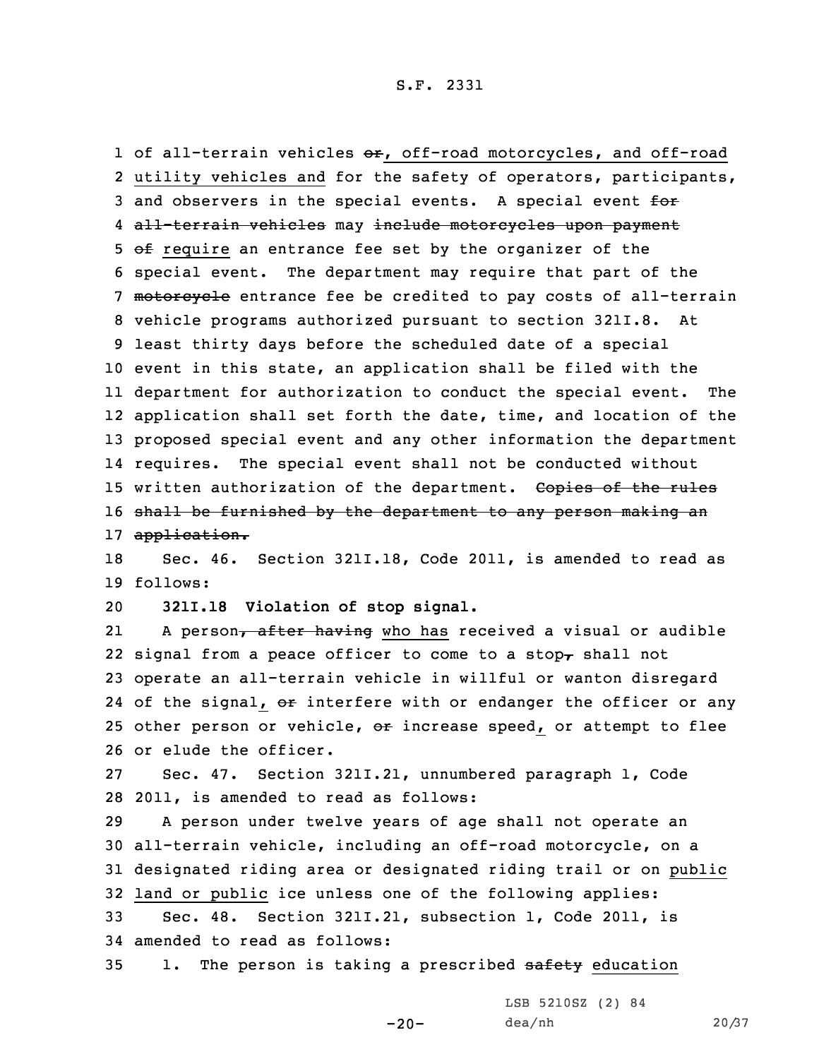of all-terrain vehicles ~~or~~, off-road motorcycles, and off-road utility vehicles and for the safety of operators, participants, and observers in the special events. A special event ~~for all-terrain vehicles~~ may ~~include motorcycles upon payment of~~ require an entrance fee set by the organizer of the special event. The department may require that part of the ~~motorcycle~~ entrance fee be credited to pay costs of all-terrain vehicle programs authorized pursuant to section 321I.8. At least thirty days before the scheduled date of a special event in this state, an application shall be filed with the department for authorization to conduct the special event. The application shall set forth the date, time, and location of the proposed special event and any other information the department requires. The special event shall not be conducted without written authorization of the department. ~~Copies of the rules shall be furnished by the department to any person making an application.~~

Sec. 46. Section 321I.18, Code 2011, is amended to read as follows:

**321I.18 Violation of stop signal.**

A person~~, after having~~ who has received a visual or audible signal from a peace officer to come to a stop~~,~~ shall not operate an all-terrain vehicle in willful or wanton disregard of the signal, ~~or~~ interfere with or endanger the officer or any other person or vehicle, ~~or~~ increase speed, or attempt to flee or elude the officer.

Sec. 47. Section 321I.21, unnumbered paragraph 1, Code 2011, is amended to read as follows:

A person under twelve years of age shall not operate an all-terrain vehicle, including an off-road motorcycle, on a designated riding area or designated riding trail or on public land or public ice unless one of the following applies:

Sec. 48. Section 321I.21, subsection 1, Code 2011, is amended to read as follows:

1. The person is taking a prescribed ~~safety~~ education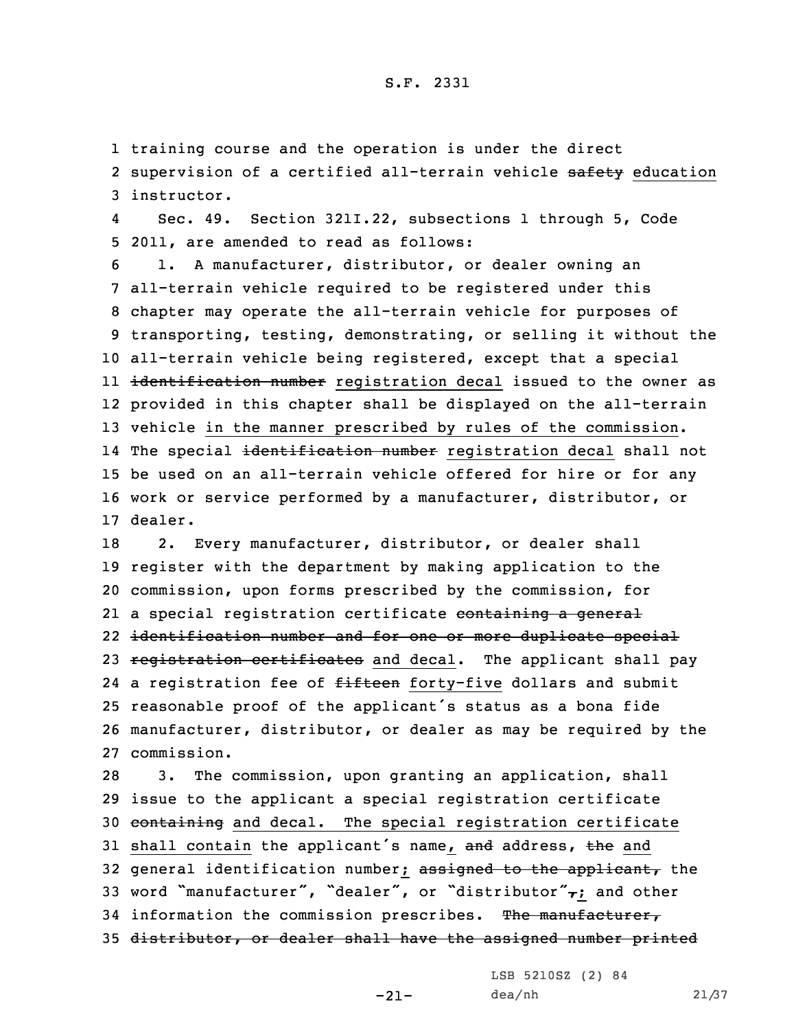training course and the operation is under the direct supervision of a certified all-terrain vehicle ~~safety~~ education instructor.

Sec. 49. Section 321I.22, subsections 1 through 5, Code 2011, are amended to read as follows:

1. A manufacturer, distributor, or dealer owning an all-terrain vehicle required to be registered under this chapter may operate the all-terrain vehicle for purposes of transporting, testing, demonstrating, or selling it without the all-terrain vehicle being registered, except that a special ~~identification number~~ registration decal issued to the owner as provided in this chapter shall be displayed on the all-terrain vehicle in the manner prescribed by rules of the commission. The special ~~identification number~~ registration decal shall not be used on an all-terrain vehicle offered for hire or for any work or service performed by a manufacturer, distributor, or dealer.

2. Every manufacturer, distributor, or dealer shall register with the department by making application to the commission, upon forms prescribed by the commission, for a special registration certificate ~~containing a general identification number and for one or more duplicate special registration certificates~~ and decal. The applicant shall pay a registration fee of ~~fifteen~~ forty-five dollars and submit reasonable proof of the applicant's status as a bona fide manufacturer, distributor, or dealer as may be required by the commission.

3. The commission, upon granting an application, shall issue to the applicant a special registration certificate ~~containing~~ and decal. The special registration certificate shall contain the applicant's name, ~~and~~ address, ~~the~~ and general identification number; ~~assigned to the applicant,~~ the word "manufacturer", "dealer", or "distributor"~~,~~; and other information the commission prescribes. ~~The manufacturer, distributor, or dealer shall have the assigned number printed~~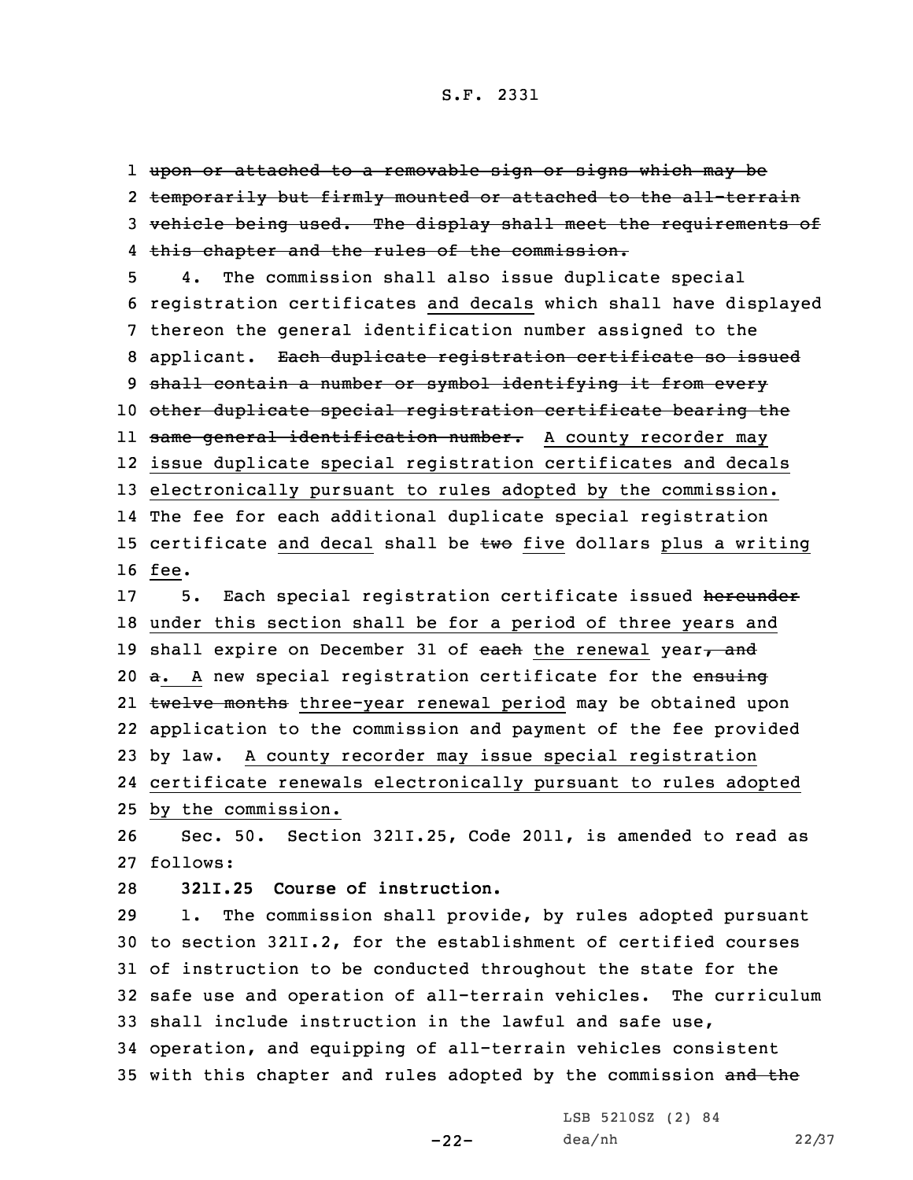~~upon or attached to a removable sign or signs which may be temporarily but firmly mounted or attached to the all-terrain vehicle being used. The display shall meet the requirements of this chapter and the rules of the commission.~~

4. The commission shall also issue duplicate special registration certificates and decals which shall have displayed thereon the general identification number assigned to the applicant. ~~Each duplicate registration certificate so issued shall contain a number or symbol identifying it from every other duplicate special registration certificate bearing the same general identification number.~~ A county recorder may issue duplicate special registration certificates and decals electronically pursuant to rules adopted by the commission. The fee for each additional duplicate special registration certificate and decal shall be ~~two~~ five dollars plus a writing fee.

5. Each special registration certificate issued ~~hereunder~~ under this section shall be for a period of three years and shall expire on December 31 of ~~each~~ the renewal year~~, and~~

~~a.~~ A new special registration certificate for the ~~ensuing twelve months~~ three-year renewal period may be obtained upon application to the commission and payment of the fee provided by law. A county recorder may issue special registration certificate renewals electronically pursuant to rules adopted by the commission.

Sec. 50. Section 321I.25, Code 2011, is amended to read as follows:

**321I.25 Course of instruction.**

1. The commission shall provide, by rules adopted pursuant to section 321I.2, for the establishment of certified courses of instruction to be conducted throughout the state for the safe use and operation of all-terrain vehicles. The curriculum shall include instruction in the lawful and safe use, operation, and equipping of all-terrain vehicles consistent with this chapter and rules adopted by the commission ~~and the~~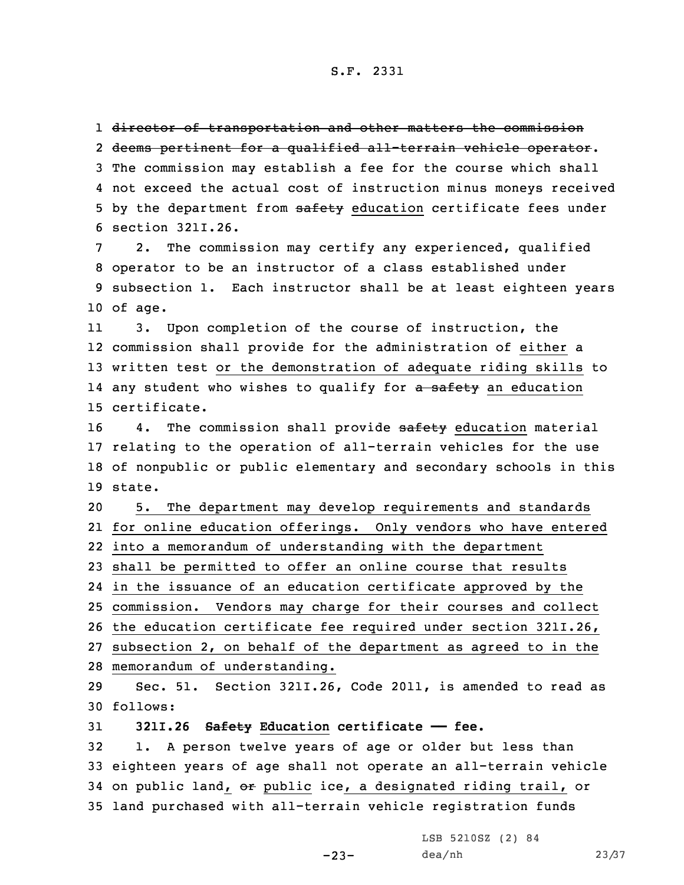~~director of transportation and other matters the commission deems pertinent for a qualified all-terrain vehicle operator~~. The commission may establish a fee for the course which shall not exceed the actual cost of instruction minus moneys received by the department from ~~safety~~ education certificate fees under section 321I.26.

2. The commission may certify any experienced, qualified operator to be an instructor of a class established under subsection 1. Each instructor shall be at least eighteen years of age.

3. Upon completion of the course of instruction, the commission shall provide for the administration of either a written test or the demonstration of adequate riding skills to any student who wishes to qualify for ~~a safety~~ an education certificate.

4. The commission shall provide ~~safety~~ education material relating to the operation of all-terrain vehicles for the use of nonpublic or public elementary and secondary schools in this state.

5. The department may develop requirements and standards for online education offerings. Only vendors who have entered into a memorandum of understanding with the department shall be permitted to offer an online course that results in the issuance of an education certificate approved by the commission. Vendors may charge for their courses and collect the education certificate fee required under section 321I.26, subsection 2, on behalf of the department as agreed to in the memorandum of understanding.

Sec. 51. Section 321I.26, Code 2011, is amended to read as follows:

**321I.26 ~~Safety~~ Education certificate — fee.**

1. A person twelve years of age or older but less than eighteen years of age shall not operate an all-terrain vehicle on public land, ~~or~~ public ice, a designated riding trail, or land purchased with all-terrain vehicle registration funds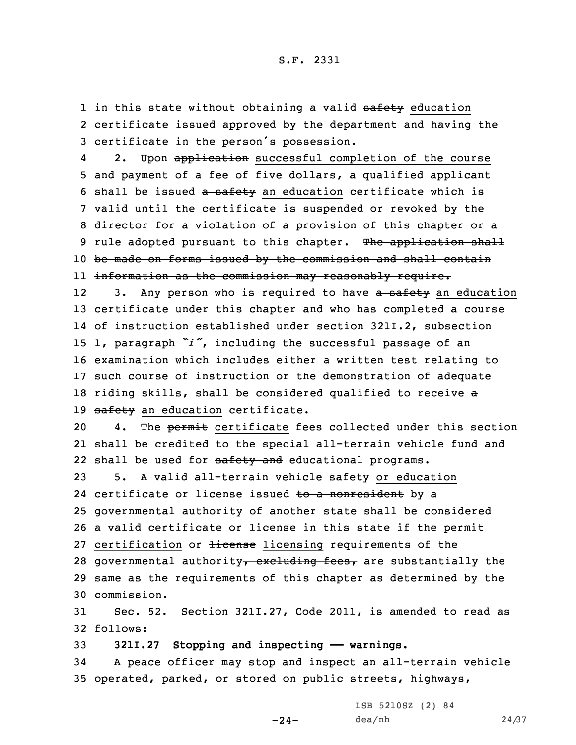in this state without obtaining a valid ~~safety~~ education certificate ~~issued~~ approved by the department and having the certificate in the person's possession.

2. Upon ~~application~~ successful completion of the course and payment of a fee of five dollars, a qualified applicant shall be issued ~~a safety~~ an education certificate which is valid until the certificate is suspended or revoked by the director for a violation of a provision of this chapter or a rule adopted pursuant to this chapter. ~~The application shall be made on forms issued by the commission and shall contain information as the commission may reasonably require.~~

3. Any person who is required to have ~~a safety~~ an education certificate under this chapter and who has completed a course of instruction established under section 321I.2, subsection 1, paragraph *"i"*, including the successful passage of an examination which includes either a written test relating to such course of instruction or the demonstration of adequate riding skills, shall be considered qualified to receive ~~a safety~~ an education certificate.

4. The ~~permit~~ certificate fees collected under this section shall be credited to the special all-terrain vehicle fund and shall be used for ~~safety and~~ educational programs.

5. A valid all-terrain vehicle safety or education certificate or license issued ~~to a nonresident~~ by a governmental authority of another state shall be considered a valid certificate or license in this state if the ~~permit~~ certification or ~~license~~ licensing requirements of the governmental authority~~, excluding fees,~~ are substantially the same as the requirements of this chapter as determined by the commission.

Sec. 52. Section 321I.27, Code 2011, is amended to read as follows:

**321I.27 Stopping and inspecting —— warnings.**

A peace officer may stop and inspect an all-terrain vehicle operated, parked, or stored on public streets, highways,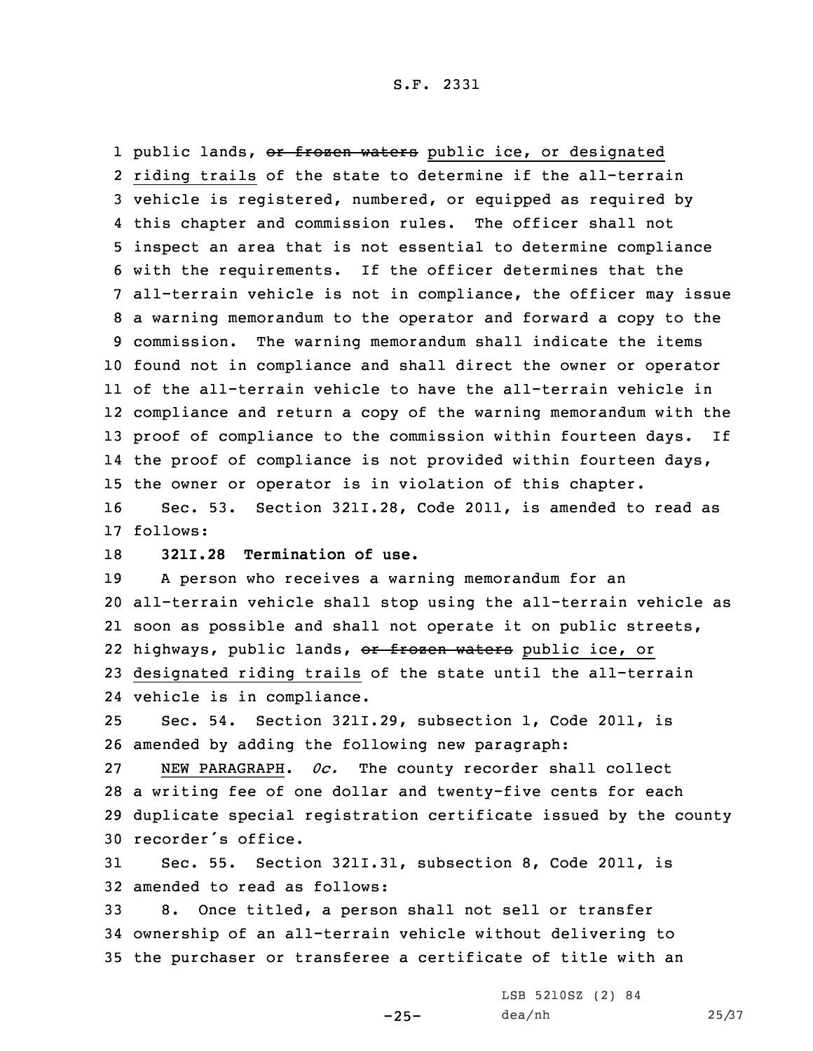public lands, ~~or frozen waters~~ <u>public ice, or designated riding trails</u> of the state to determine if the all-terrain vehicle is registered, numbered, or equipped as required by this chapter and commission rules. The officer shall not inspect an area that is not essential to determine compliance with the requirements. If the officer determines that the all-terrain vehicle is not in compliance, the officer may issue a warning memorandum to the operator and forward a copy to the commission. The warning memorandum shall indicate the items found not in compliance and shall direct the owner or operator of the all-terrain vehicle to have the all-terrain vehicle in compliance and return a copy of the warning memorandum with the proof of compliance to the commission within fourteen days. If the proof of compliance is not provided within fourteen days, the owner or operator is in violation of this chapter.

Sec. 53. Section 321I.28, Code 2011, is amended to read as follows:

**321I.28 Termination of use.**

A person who receives a warning memorandum for an all-terrain vehicle shall stop using the all-terrain vehicle as soon as possible and shall not operate it on public streets, highways, public lands, ~~or frozen waters~~ <u>public ice, or designated riding trails</u> of the state until the all-terrain vehicle is in compliance.

Sec. 54. Section 321I.29, subsection 1, Code 2011, is amended by adding the following new paragraph:

<u>NEW PARAGRAPH</u>. *0c.* The county recorder shall collect a writing fee of one dollar and twenty-five cents for each duplicate special registration certificate issued by the county recorder's office.

Sec. 55. Section 321I.31, subsection 8, Code 2011, is amended to read as follows:

8. Once titled, a person shall not sell or transfer ownership of an all-terrain vehicle without delivering to the purchaser or transferee a certificate of title with an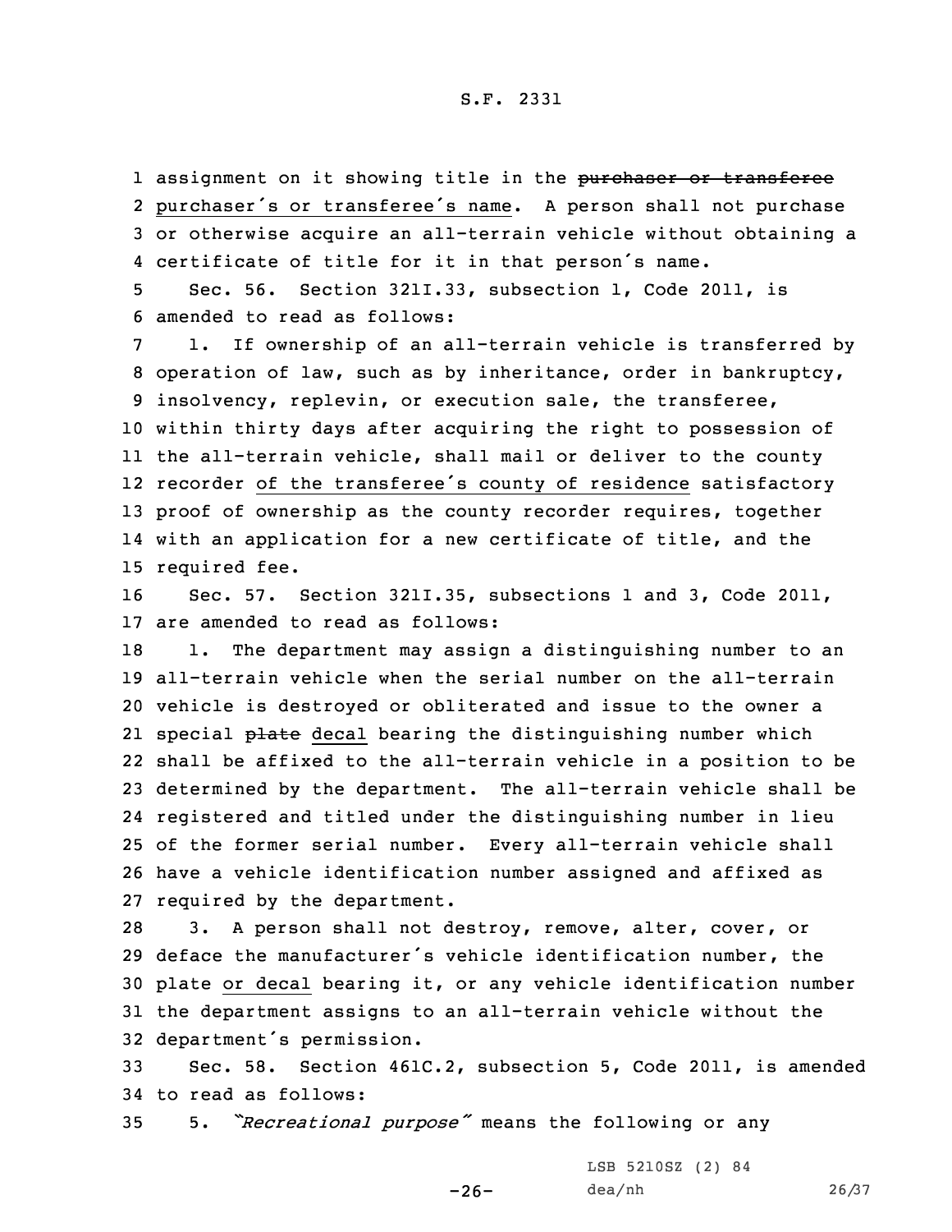assignment on it showing title in the ~~purchaser or transferee~~ purchaser's or transferee's name. A person shall not purchase or otherwise acquire an all-terrain vehicle without obtaining a certificate of title for it in that person's name.

Sec. 56. Section 321I.33, subsection 1, Code 2011, is amended to read as follows:

1. If ownership of an all-terrain vehicle is transferred by operation of law, such as by inheritance, order in bankruptcy, insolvency, replevin, or execution sale, the transferee, within thirty days after acquiring the right to possession of the all-terrain vehicle, shall mail or deliver to the county recorder of the transferee's county of residence satisfactory proof of ownership as the county recorder requires, together with an application for a new certificate of title, and the required fee.

Sec. 57. Section 321I.35, subsections 1 and 3, Code 2011, are amended to read as follows:

1. The department may assign a distinguishing number to an all-terrain vehicle when the serial number on the all-terrain vehicle is destroyed or obliterated and issue to the owner a special ~~plate~~ decal bearing the distinguishing number which shall be affixed to the all-terrain vehicle in a position to be determined by the department. The all-terrain vehicle shall be registered and titled under the distinguishing number in lieu of the former serial number. Every all-terrain vehicle shall have a vehicle identification number assigned and affixed as required by the department.

3. A person shall not destroy, remove, alter, cover, or deface the manufacturer's vehicle identification number, the plate or decal bearing it, or any vehicle identification number the department assigns to an all-terrain vehicle without the department's permission.

Sec. 58. Section 461C.2, subsection 5, Code 2011, is amended to read as follows:

5. *"Recreational purpose"* means the following or any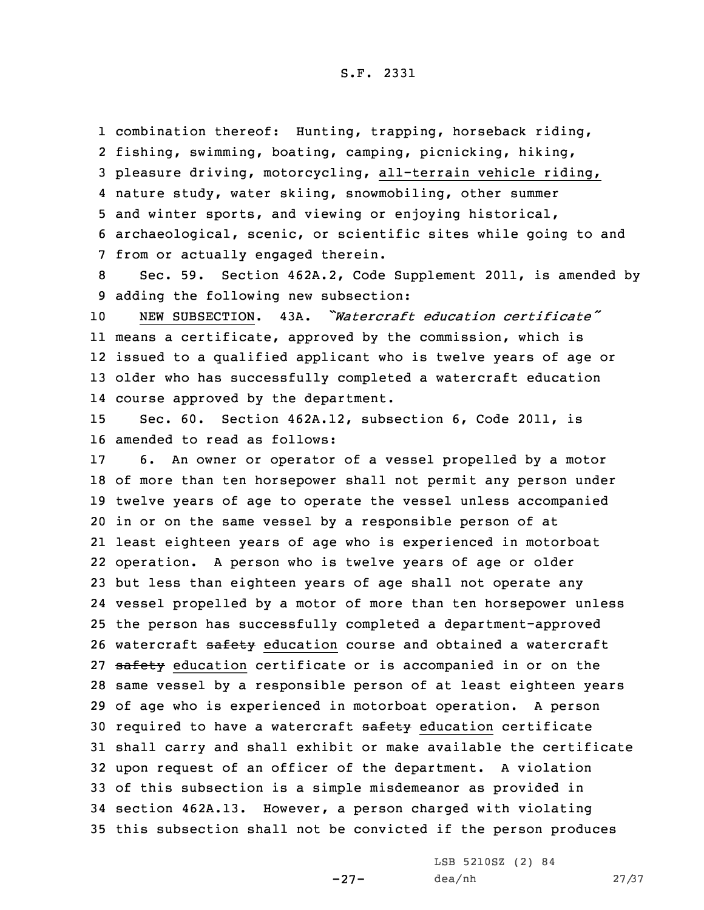combination thereof: Hunting, trapping, horseback riding, fishing, swimming, boating, camping, picnicking, hiking, pleasure driving, motorcycling, <u>all-terrain vehicle riding,</u> nature study, water skiing, snowmobiling, other summer and winter sports, and viewing or enjoying historical, archaeological, scenic, or scientific sites while going to and from or actually engaged therein.

Sec. 59. Section 462A.2, Code Supplement 2011, is amended by adding the following new subsection:

<u>NEW SUBSECTION</u>. 43A. *"Watercraft education certificate"* means a certificate, approved by the commission, which is issued to a qualified applicant who is twelve years of age or older who has successfully completed a watercraft education course approved by the department.

Sec. 60. Section 462A.12, subsection 6, Code 2011, is amended to read as follows:

6. An owner or operator of a vessel propelled by a motor of more than ten horsepower shall not permit any person under twelve years of age to operate the vessel unless accompanied in or on the same vessel by a responsible person of at least eighteen years of age who is experienced in motorboat operation. A person who is twelve years of age or older but less than eighteen years of age shall not operate any vessel propelled by a motor of more than ten horsepower unless the person has successfully completed a department-approved watercraft ~~safety~~ <u>education</u> course and obtained a watercraft ~~safety~~ <u>education</u> certificate or is accompanied in or on the same vessel by a responsible person of at least eighteen years of age who is experienced in motorboat operation. A person required to have a watercraft ~~safety~~ <u>education</u> certificate shall carry and shall exhibit or make available the certificate upon request of an officer of the department. A violation of this subsection is a simple misdemeanor as provided in section 462A.13. However, a person charged with violating this subsection shall not be convicted if the person produces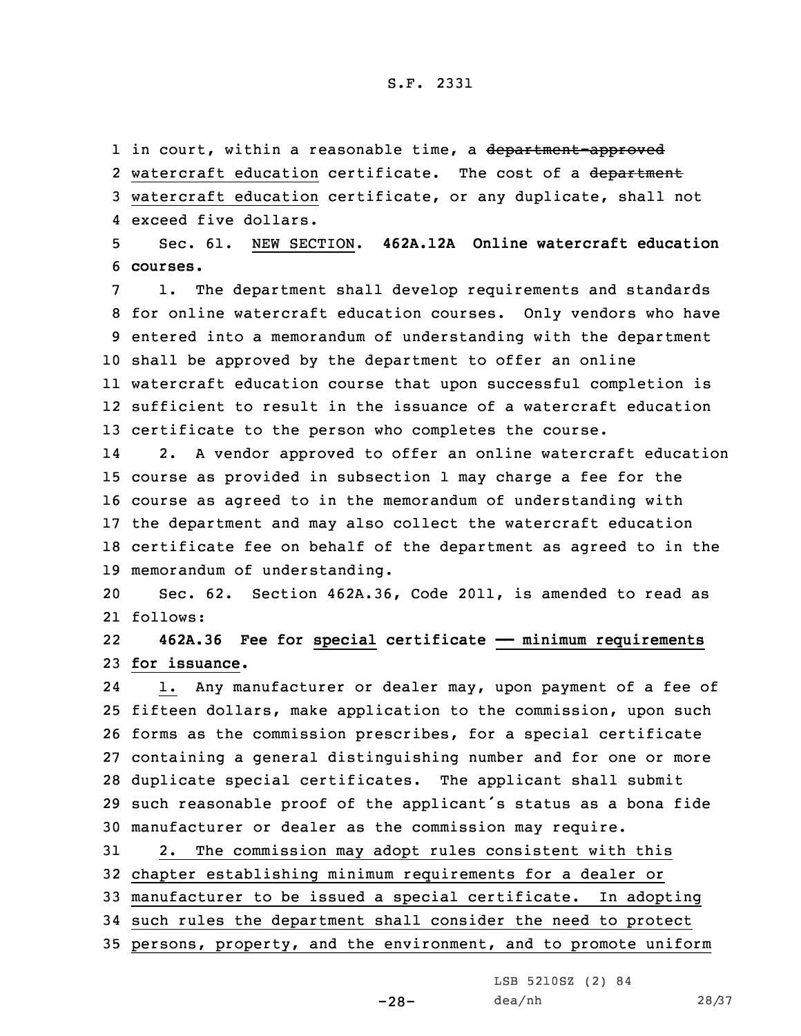in court, within a reasonable time, a ~~department-approved~~ watercraft education certificate. The cost of a ~~department~~ watercraft education certificate, or any duplicate, shall not exceed five dollars.

Sec. 61. NEW SECTION. **462A.12A Online watercraft education courses.**

1. The department shall develop requirements and standards for online watercraft education courses. Only vendors who have entered into a memorandum of understanding with the department shall be approved by the department to offer an online watercraft education course that upon successful completion is sufficient to result in the issuance of a watercraft education certificate to the person who completes the course.

2. A vendor approved to offer an online watercraft education course as provided in subsection 1 may charge a fee for the course as agreed to in the memorandum of understanding with the department and may also collect the watercraft education certificate fee on behalf of the department as agreed to in the memorandum of understanding.

Sec. 62. Section 462A.36, Code 2011, is amended to read as follows:

**462A.36 Fee for special certificate — minimum requirements for issuance.**

1. Any manufacturer or dealer may, upon payment of a fee of fifteen dollars, make application to the commission, upon such forms as the commission prescribes, for a special certificate containing a general distinguishing number and for one or more duplicate special certificates. The applicant shall submit such reasonable proof of the applicant's status as a bona fide manufacturer or dealer as the commission may require.

2. The commission may adopt rules consistent with this chapter establishing minimum requirements for a dealer or manufacturer to be issued a special certificate. In adopting such rules the department shall consider the need to protect persons, property, and the environment, and to promote uniform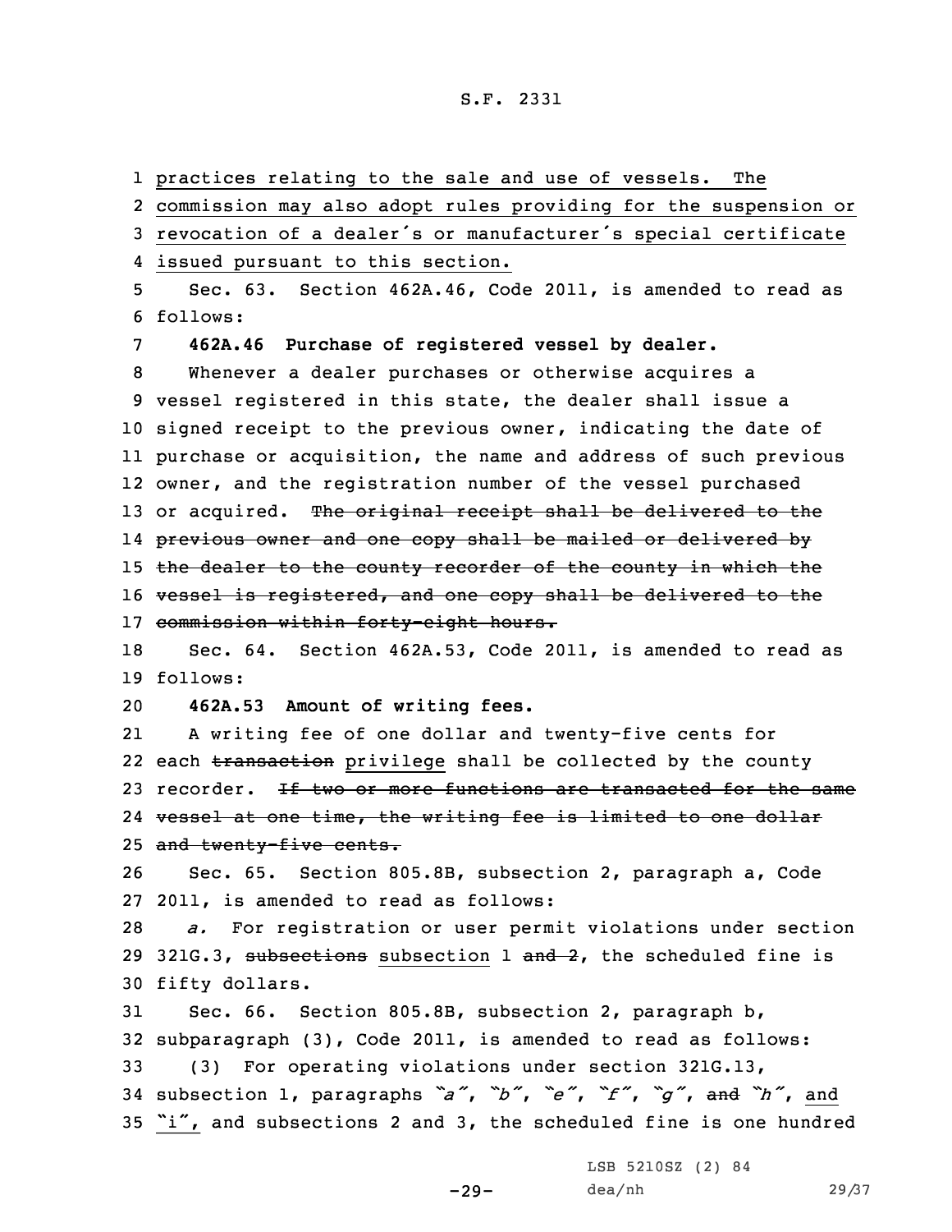practices relating to the sale and use of vessels. The commission may also adopt rules providing for the suspension or revocation of a dealer's or manufacturer's special certificate issued pursuant to this section.

Sec. 63. Section 462A.46, Code 2011, is amended to read as follows:

**462A.46 Purchase of registered vessel by dealer.**

Whenever a dealer purchases or otherwise acquires a vessel registered in this state, the dealer shall issue a signed receipt to the previous owner, indicating the date of purchase or acquisition, the name and address of such previous owner, and the registration number of the vessel purchased or acquired. ~~The original receipt shall be delivered to the previous owner and one copy shall be mailed or delivered by the dealer to the county recorder of the county in which the vessel is registered, and one copy shall be delivered to the commission within forty-eight hours.~~

Sec. 64. Section 462A.53, Code 2011, is amended to read as follows:

**462A.53 Amount of writing fees.**

A writing fee of one dollar and twenty-five cents for each ~~transaction~~ privilege shall be collected by the county recorder. ~~If two or more functions are transacted for the same vessel at one time, the writing fee is limited to one dollar and twenty-five cents.~~

Sec. 65. Section 805.8B, subsection 2, paragraph a, Code 2011, is amended to read as follows:

*a.* For registration or user permit violations under section 321G.3, ~~subsections~~ subsection 1 ~~and 2~~, the scheduled fine is fifty dollars.

Sec. 66. Section 805.8B, subsection 2, paragraph b, subparagraph (3), Code 2011, is amended to read as follows:

(3) For operating violations under section 321G.13, subsection 1, paragraphs *"a"*, *"b"*, *"e"*, *"f"*, *"g"*, ~~and~~ *"h"*, and "i", and subsections 2 and 3, the scheduled fine is one hundred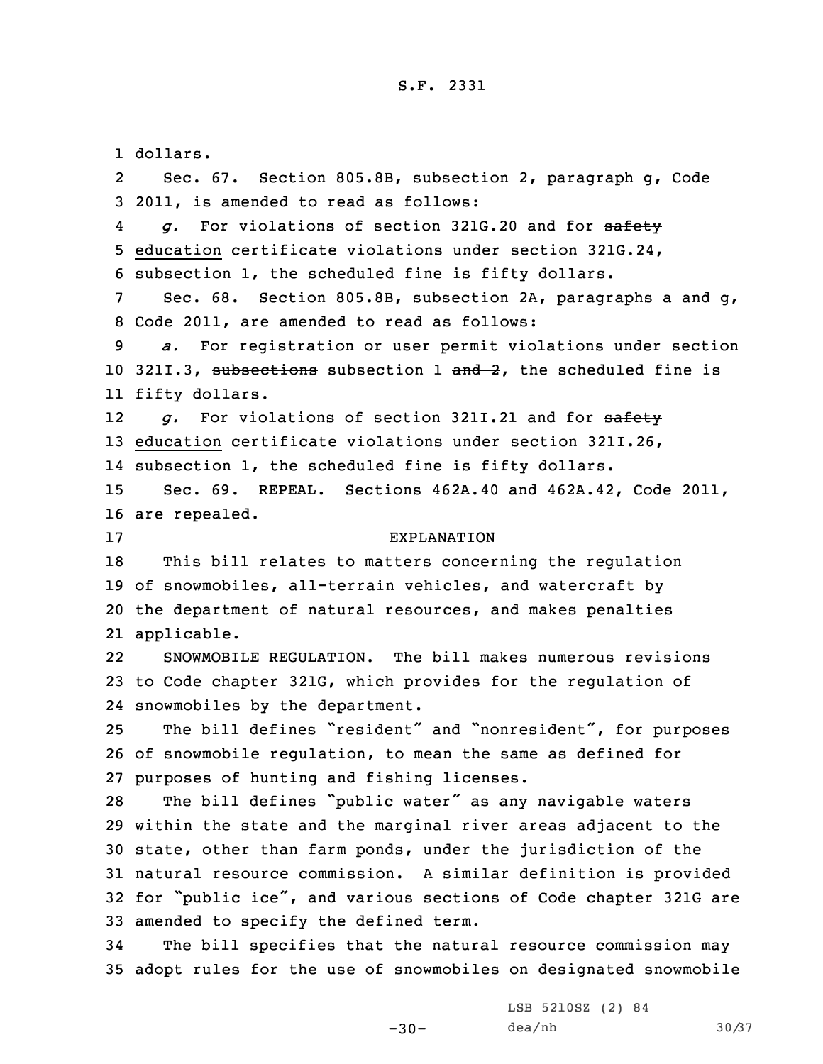dollars.

Sec. 67. Section 805.8B, subsection 2, paragraph g, Code 2011, is amended to read as follows:

*g.* For violations of section 321G.20 and for ~~safety~~ education certificate violations under section 321G.24, subsection 1, the scheduled fine is fifty dollars.

Sec. 68. Section 805.8B, subsection 2A, paragraphs a and g, Code 2011, are amended to read as follows:

*a.* For registration or user permit violations under section 321I.3, ~~subsections~~ subsection 1 ~~and 2~~, the scheduled fine is fifty dollars.

*g.* For violations of section 321I.21 and for ~~safety~~ education certificate violations under section 321I.26, subsection 1, the scheduled fine is fifty dollars.

Sec. 69. REPEAL. Sections 462A.40 and 462A.42, Code 2011, are repealed.

EXPLANATION

This bill relates to matters concerning the regulation of snowmobiles, all-terrain vehicles, and watercraft by the department of natural resources, and makes penalties applicable.

SNOWMOBILE REGULATION. The bill makes numerous revisions to Code chapter 321G, which provides for the regulation of snowmobiles by the department.

The bill defines "resident" and "nonresident", for purposes of snowmobile regulation, to mean the same as defined for purposes of hunting and fishing licenses.

The bill defines "public water" as any navigable waters within the state and the marginal river areas adjacent to the state, other than farm ponds, under the jurisdiction of the natural resource commission. A similar definition is provided for "public ice", and various sections of Code chapter 321G are amended to specify the defined term.

The bill specifies that the natural resource commission may adopt rules for the use of snowmobiles on designated snowmobile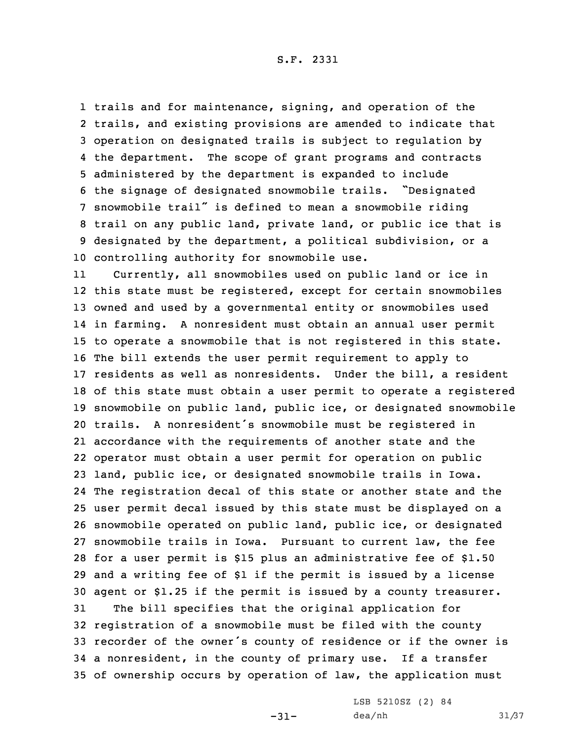trails and for maintenance, signing, and operation of the trails, and existing provisions are amended to indicate that operation on designated trails is subject to regulation by the department. The scope of grant programs and contracts administered by the department is expanded to include the signage of designated snowmobile trails. "Designated snowmobile trail" is defined to mean a snowmobile riding trail on any public land, private land, or public ice that is designated by the department, a political subdivision, or a controlling authority for snowmobile use.

Currently, all snowmobiles used on public land or ice in this state must be registered, except for certain snowmobiles owned and used by a governmental entity or snowmobiles used in farming. A nonresident must obtain an annual user permit to operate a snowmobile that is not registered in this state. The bill extends the user permit requirement to apply to residents as well as nonresidents. Under the bill, a resident of this state must obtain a user permit to operate a registered snowmobile on public land, public ice, or designated snowmobile trails. A nonresident's snowmobile must be registered in accordance with the requirements of another state and the operator must obtain a user permit for operation on public land, public ice, or designated snowmobile trails in Iowa. The registration decal of this state or another state and the user permit decal issued by this state must be displayed on a snowmobile operated on public land, public ice, or designated snowmobile trails in Iowa. Pursuant to current law, the fee for a user permit is $15 plus an administrative fee of $1.50 and a writing fee of $1 if the permit is issued by a license agent or $1.25 if the permit is issued by a county treasurer.

The bill specifies that the original application for registration of a snowmobile must be filed with the county recorder of the owner's county of residence or if the owner is a nonresident, in the county of primary use. If a transfer of ownership occurs by operation of law, the application must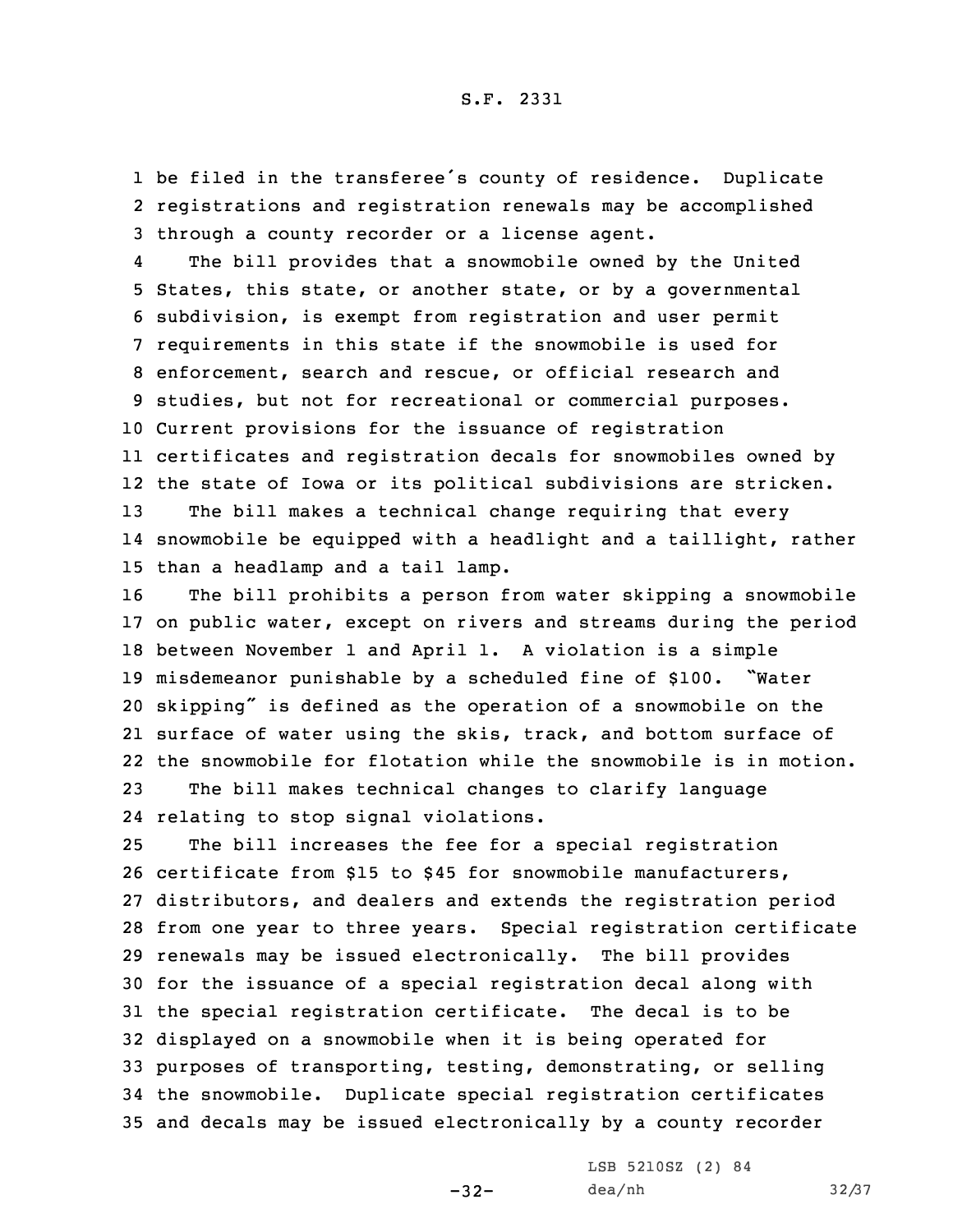be filed in the transferee's county of residence. Duplicate registrations and registration renewals may be accomplished through a county recorder or a license agent.

The bill provides that a snowmobile owned by the United States, this state, or another state, or by a governmental subdivision, is exempt from registration and user permit requirements in this state if the snowmobile is used for enforcement, search and rescue, or official research and studies, but not for recreational or commercial purposes. Current provisions for the issuance of registration certificates and registration decals for snowmobiles owned by the state of Iowa or its political subdivisions are stricken.

The bill makes a technical change requiring that every snowmobile be equipped with a headlight and a taillight, rather than a headlamp and a tail lamp.

The bill prohibits a person from water skipping a snowmobile on public water, except on rivers and streams during the period between November 1 and April 1. A violation is a simple misdemeanor punishable by a scheduled fine of $100. "Water skipping" is defined as the operation of a snowmobile on the surface of water using the skis, track, and bottom surface of the snowmobile for flotation while the snowmobile is in motion.

The bill makes technical changes to clarify language relating to stop signal violations.

The bill increases the fee for a special registration certificate from $15 to $45 for snowmobile manufacturers, distributors, and dealers and extends the registration period from one year to three years. Special registration certificate renewals may be issued electronically. The bill provides for the issuance of a special registration decal along with the special registration certificate. The decal is to be displayed on a snowmobile when it is being operated for purposes of transporting, testing, demonstrating, or selling the snowmobile. Duplicate special registration certificates and decals may be issued electronically by a county recorder

LSB 5210SZ (2) 84
dea/nh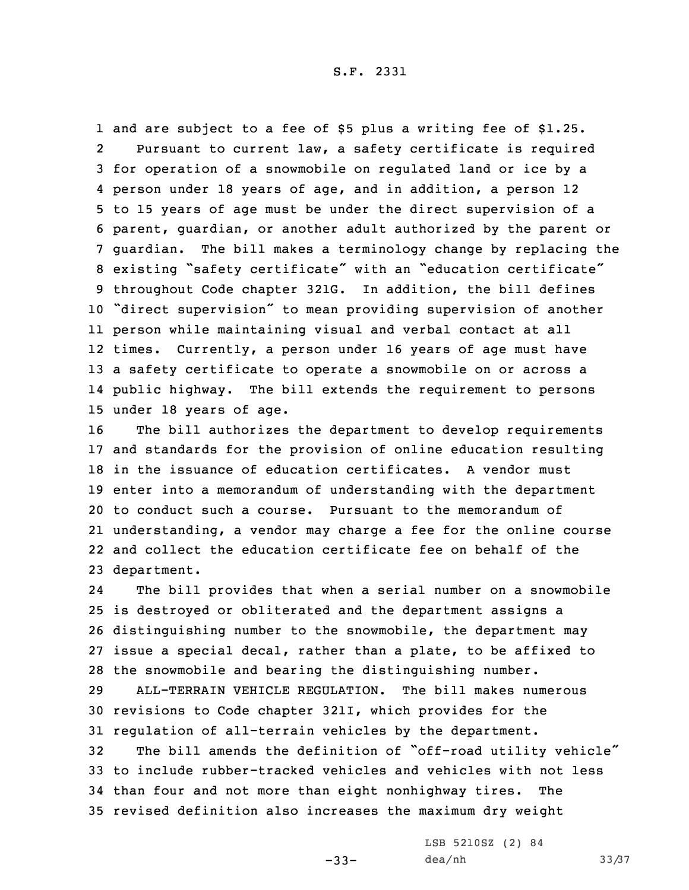and are subject to a fee of $5 plus a writing fee of $1.25.

Pursuant to current law, a safety certificate is required for operation of a snowmobile on regulated land or ice by a person under 18 years of age, and in addition, a person 12 to 15 years of age must be under the direct supervision of a parent, guardian, or another adult authorized by the parent or guardian. The bill makes a terminology change by replacing the existing "safety certificate" with an "education certificate" throughout Code chapter 321G. In addition, the bill defines "direct supervision" to mean providing supervision of another person while maintaining visual and verbal contact at all times. Currently, a person under 16 years of age must have a safety certificate to operate a snowmobile on or across a public highway. The bill extends the requirement to persons under 18 years of age.

The bill authorizes the department to develop requirements and standards for the provision of online education resulting in the issuance of education certificates. A vendor must enter into a memorandum of understanding with the department to conduct such a course. Pursuant to the memorandum of understanding, a vendor may charge a fee for the online course and collect the education certificate fee on behalf of the department.

The bill provides that when a serial number on a snowmobile is destroyed or obliterated and the department assigns a distinguishing number to the snowmobile, the department may issue a special decal, rather than a plate, to be affixed to the snowmobile and bearing the distinguishing number.

ALL-TERRAIN VEHICLE REGULATION. The bill makes numerous revisions to Code chapter 321I, which provides for the regulation of all-terrain vehicles by the department.

The bill amends the definition of "off-road utility vehicle" to include rubber-tracked vehicles and vehicles with not less than four and not more than eight nonhighway tires. The revised definition also increases the maximum dry weight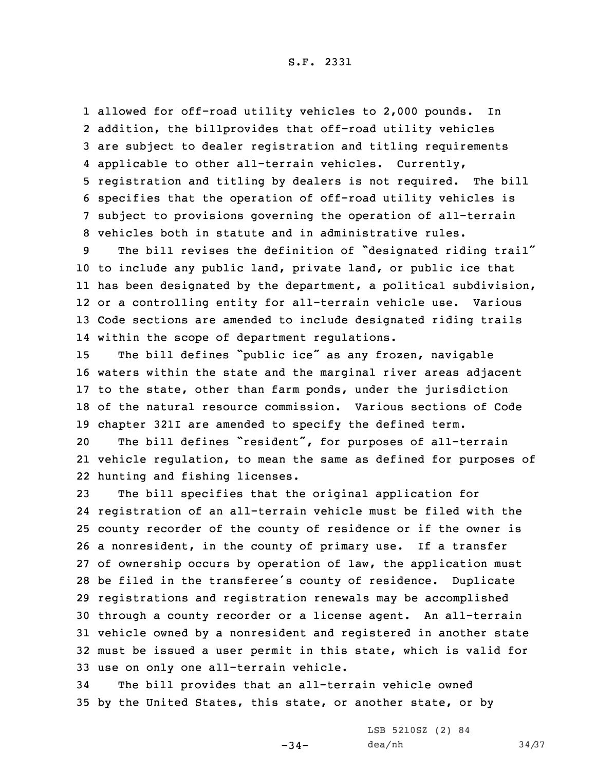allowed for off-road utility vehicles to 2,000 pounds. In addition, the billprovides that off-road utility vehicles are subject to dealer registration and titling requirements applicable to other all-terrain vehicles. Currently, registration and titling by dealers is not required. The bill specifies that the operation of off-road utility vehicles is subject to provisions governing the operation of all-terrain vehicles both in statute and in administrative rules.

The bill revises the definition of "designated riding trail" to include any public land, private land, or public ice that has been designated by the department, a political subdivision, or a controlling entity for all-terrain vehicle use. Various Code sections are amended to include designated riding trails within the scope of department regulations.

The bill defines "public ice" as any frozen, navigable waters within the state and the marginal river areas adjacent to the state, other than farm ponds, under the jurisdiction of the natural resource commission. Various sections of Code chapter 321I are amended to specify the defined term.

The bill defines "resident", for purposes of all-terrain vehicle regulation, to mean the same as defined for purposes of hunting and fishing licenses.

The bill specifies that the original application for registration of an all-terrain vehicle must be filed with the county recorder of the county of residence or if the owner is a nonresident, in the county of primary use. If a transfer of ownership occurs by operation of law, the application must be filed in the transferee's county of residence. Duplicate registrations and registration renewals may be accomplished through a county recorder or a license agent. An all-terrain vehicle owned by a nonresident and registered in another state must be issued a user permit in this state, which is valid for use on only one all-terrain vehicle.

The bill provides that an all-terrain vehicle owned by the United States, this state, or another state, or by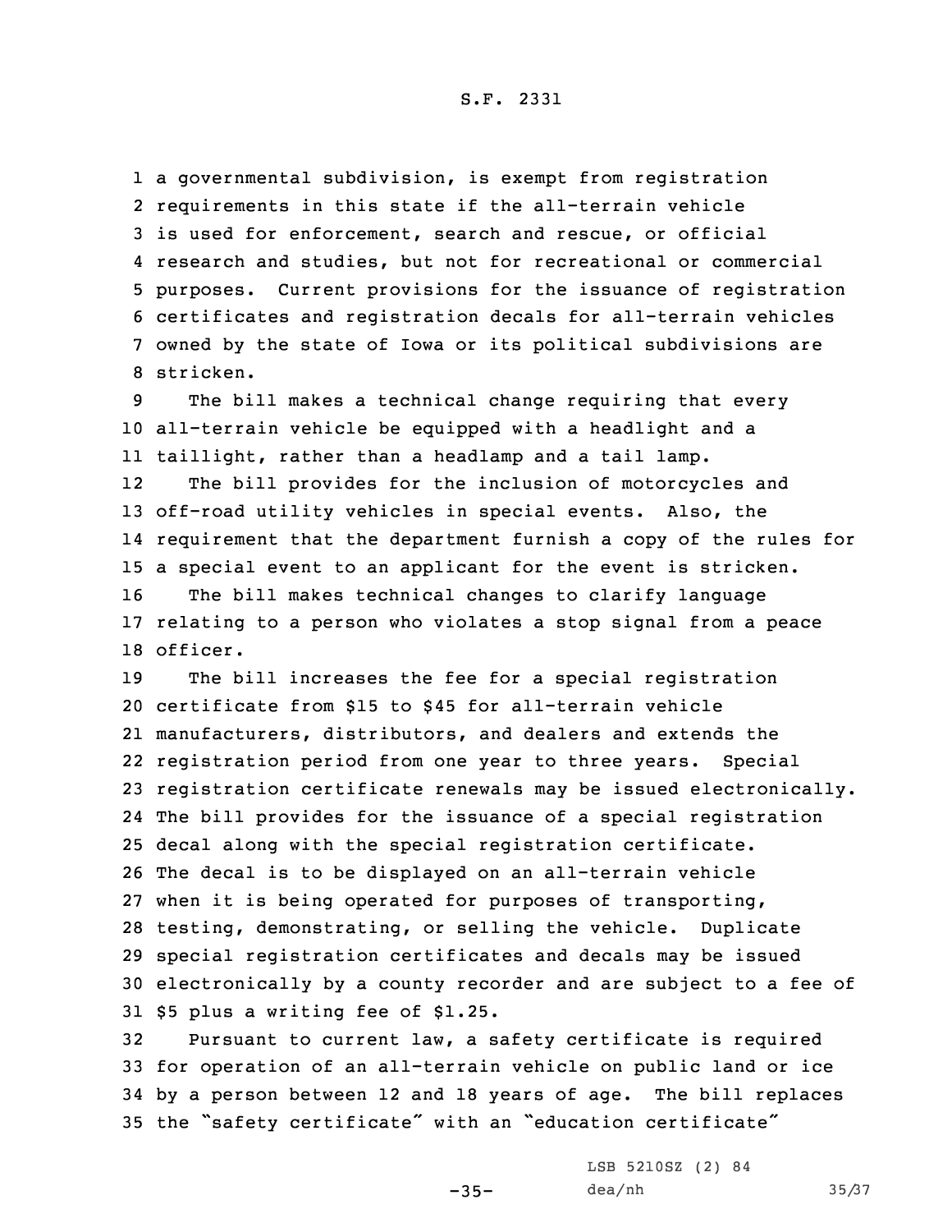a governmental subdivision, is exempt from registration requirements in this state if the all-terrain vehicle is used for enforcement, search and rescue, or official research and studies, but not for recreational or commercial purposes. Current provisions for the issuance of registration certificates and registration decals for all-terrain vehicles owned by the state of Iowa or its political subdivisions are stricken.

The bill makes a technical change requiring that every all-terrain vehicle be equipped with a headlight and a taillight, rather than a headlamp and a tail lamp.

The bill provides for the inclusion of motorcycles and off-road utility vehicles in special events. Also, the requirement that the department furnish a copy of the rules for a special event to an applicant for the event is stricken.

The bill makes technical changes to clarify language relating to a person who violates a stop signal from a peace officer.

The bill increases the fee for a special registration certificate from $15 to $45 for all-terrain vehicle manufacturers, distributors, and dealers and extends the registration period from one year to three years. Special registration certificate renewals may be issued electronically. The bill provides for the issuance of a special registration decal along with the special registration certificate. The decal is to be displayed on an all-terrain vehicle when it is being operated for purposes of transporting, testing, demonstrating, or selling the vehicle. Duplicate special registration certificates and decals may be issued electronically by a county recorder and are subject to a fee of $5 plus a writing fee of $1.25.

Pursuant to current law, a safety certificate is required for operation of an all-terrain vehicle on public land or ice by a person between 12 and 18 years of age. The bill replaces the "safety certificate" with an "education certificate"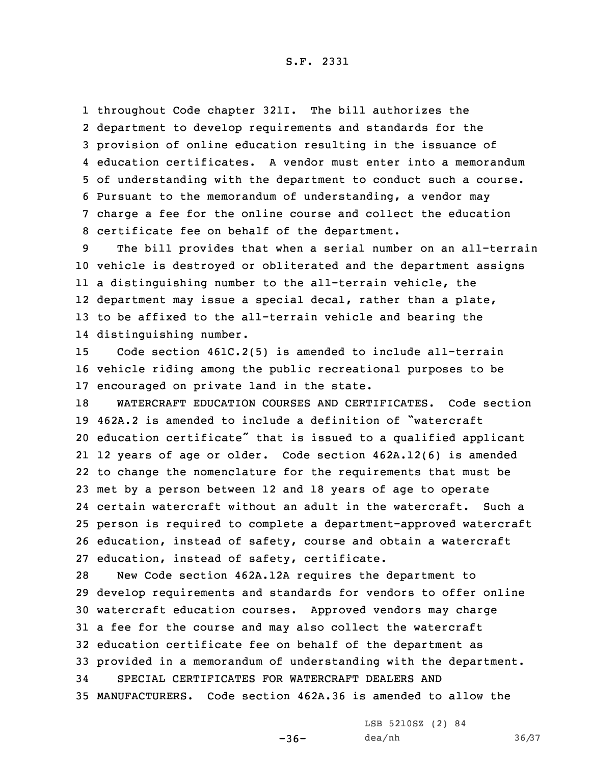throughout Code chapter 321I. The bill authorizes the department to develop requirements and standards for the provision of online education resulting in the issuance of education certificates. A vendor must enter into a memorandum of understanding with the department to conduct such a course. Pursuant to the memorandum of understanding, a vendor may charge a fee for the online course and collect the education certificate fee on behalf of the department.

The bill provides that when a serial number on an all-terrain vehicle is destroyed or obliterated and the department assigns a distinguishing number to the all-terrain vehicle, the department may issue a special decal, rather than a plate, to be affixed to the all-terrain vehicle and bearing the distinguishing number.

Code section 461C.2(5) is amended to include all-terrain vehicle riding among the public recreational purposes to be encouraged on private land in the state.

WATERCRAFT EDUCATION COURSES AND CERTIFICATES. Code section 462A.2 is amended to include a definition of "watercraft education certificate" that is issued to a qualified applicant 12 years of age or older. Code section 462A.12(6) is amended to change the nomenclature for the requirements that must be met by a person between 12 and 18 years of age to operate certain watercraft without an adult in the watercraft. Such a person is required to complete a department-approved watercraft education, instead of safety, course and obtain a watercraft education, instead of safety, certificate.

New Code section 462A.12A requires the department to develop requirements and standards for vendors to offer online watercraft education courses. Approved vendors may charge a fee for the course and may also collect the watercraft education certificate fee on behalf of the department as provided in a memorandum of understanding with the department.

SPECIAL CERTIFICATES FOR WATERCRAFT DEALERS AND MANUFACTURERS. Code section 462A.36 is amended to allow the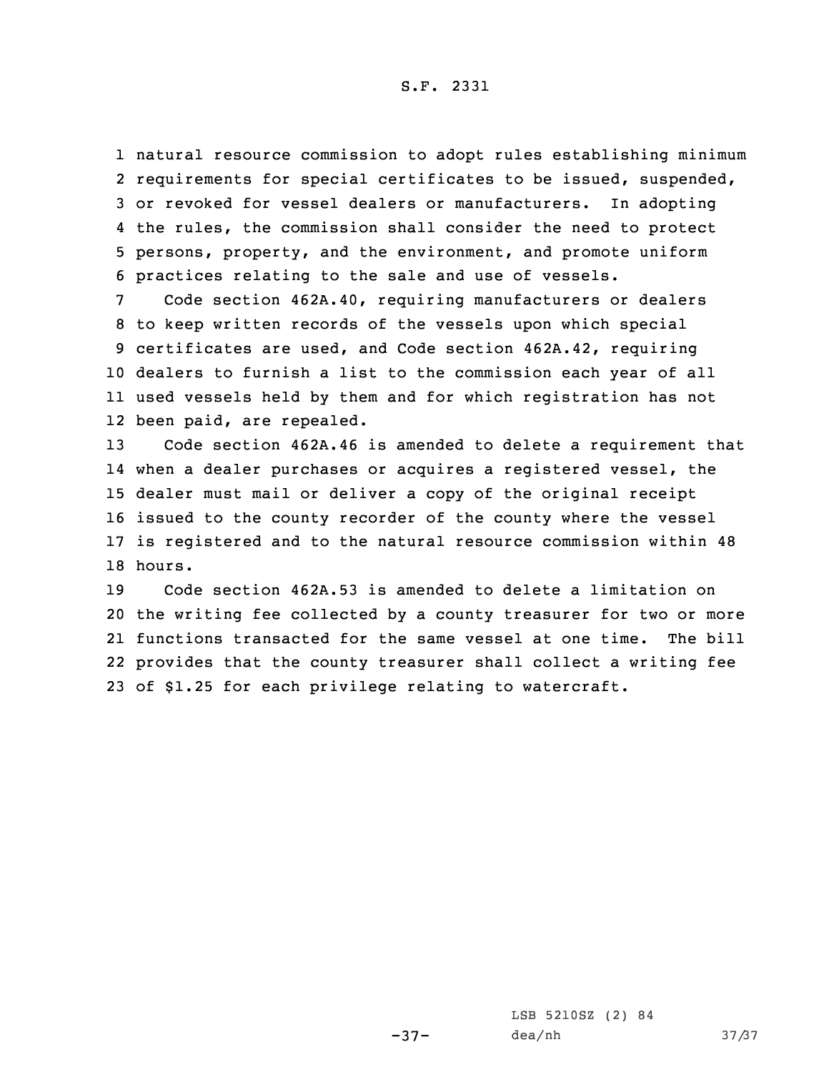natural resource commission to adopt rules establishing minimum requirements for special certificates to be issued, suspended, or revoked for vessel dealers or manufacturers. In adopting the rules, the commission shall consider the need to protect persons, property, and the environment, and promote uniform practices relating to the sale and use of vessels.

Code section 462A.40, requiring manufacturers or dealers to keep written records of the vessels upon which special certificates are used, and Code section 462A.42, requiring dealers to furnish a list to the commission each year of all used vessels held by them and for which registration has not been paid, are repealed.

Code section 462A.46 is amended to delete a requirement that when a dealer purchases or acquires a registered vessel, the dealer must mail or deliver a copy of the original receipt issued to the county recorder of the county where the vessel is registered and to the natural resource commission within 48 hours.

Code section 462A.53 is amended to delete a limitation on the writing fee collected by a county treasurer for two or more functions transacted for the same vessel at one time. The bill provides that the county treasurer shall collect a writing fee of $1.25 for each privilege relating to watercraft.